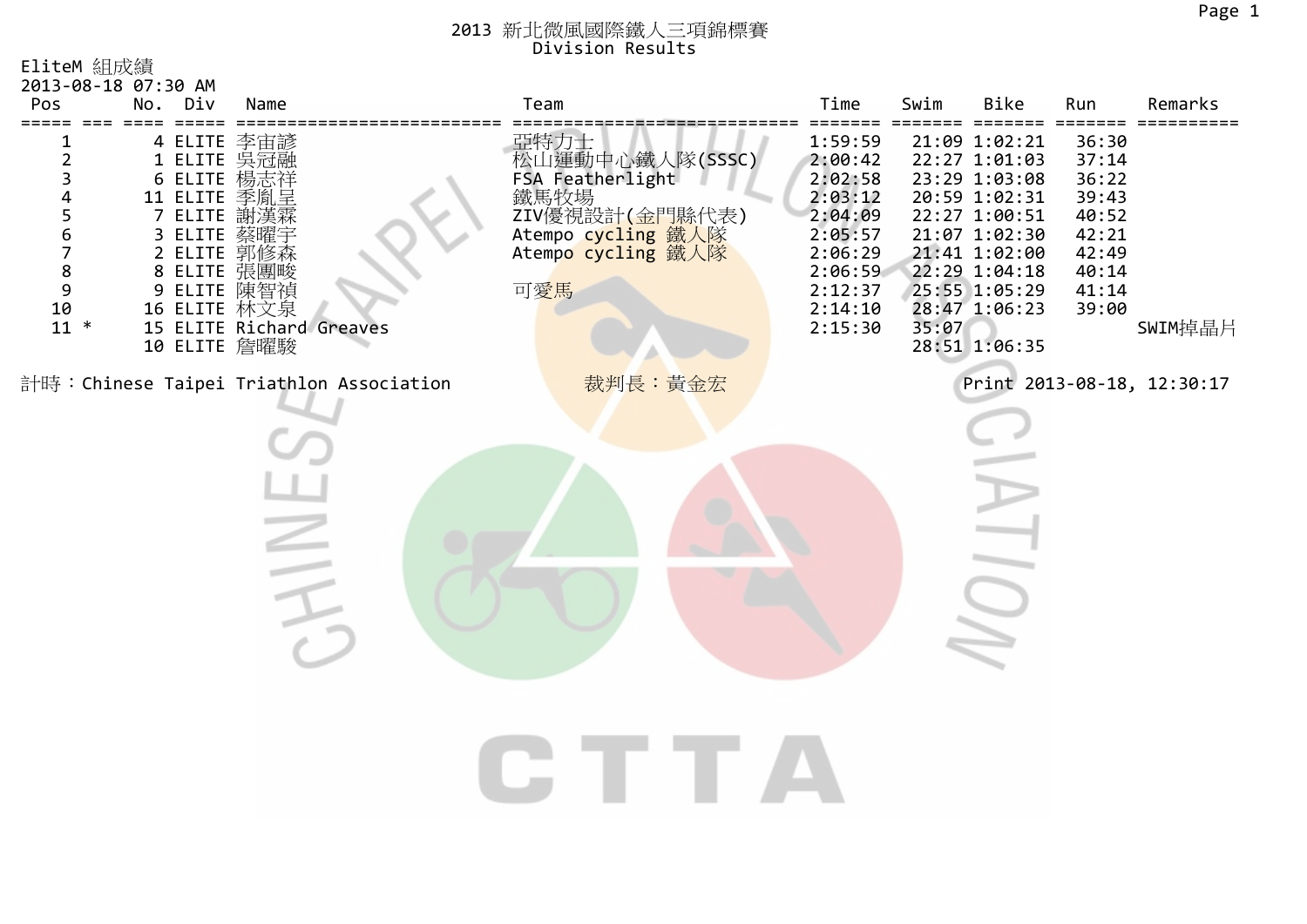# 2013 新北微風國際鐵人三項錦標賽

## Division Results

EliteM 組成績

2013-08-18 07:30 AM

| Pos | | No. | Div | Name | Team | Time | Swim | Bike | Run | Remarks |
|---|---|---|---|---|---|---|---|---|---|---|
| 1 | | 4 | ELITE | 李宙諺 | 亞特力士 | 1:59:59 | 21:09 | 1:02:21 | 36:30 | |
| 2 | | 1 | ELITE | 吳冠融 | 松山運動中心鐵人隊(SSSC) | 2:00:42 | 22:27 | 1:01:03 | 37:14 | |
| 3 | | 6 | ELITE | 楊志祥 | FSA Featherlight | 2:02:58 | 23:29 | 1:03:08 | 36:22 | |
| 4 | | 11 | ELITE | 季胤呈 | 鐵馬牧場 | 2:03:12 | 20:59 | 1:02:31 | 39:43 | |
| 5 | | 7 | ELITE | 謝漢霖 | ZIV優視設計(金門縣代表) | 2:04:09 | 22:27 | 1:00:51 | 40:52 | |
| 6 | | 3 | ELITE | 蔡曜宇 | Atempo cycling 鐵人隊 | 2:05:57 | 21:07 | 1:02:30 | 42:21 | |
| 7 | | 2 | ELITE | 郭修森 | Atempo cycling 鐵人隊 | 2:06:29 | 21:41 | 1:02:00 | 42:49 | |
| 8 | | 8 | ELITE | 張團畯 | | 2:06:59 | 22:29 | 1:04:18 | 40:14 | |
| 9 | | 9 | ELITE | 陳智禎 | 可愛馬 | 2:12:37 | 25:55 | 1:05:29 | 41:14 | |
| 10 | | 16 | ELITE | 林文泉 | | 2:14:10 | 28:47 | 1:06:23 | 39:00 | |
| 11 | * | 15 | ELITE | Richard Greaves | | 2:15:30 | 35:07 | | | SWIM掉晶片 |
| | | 10 | ELITE | 詹曜駿 | | | 28:51 | 1:06:35 | | |

計時：Chinese Taipei Triathlon Association　　裁判長：黃金宏　　Print 2013-08-18, 12:30:17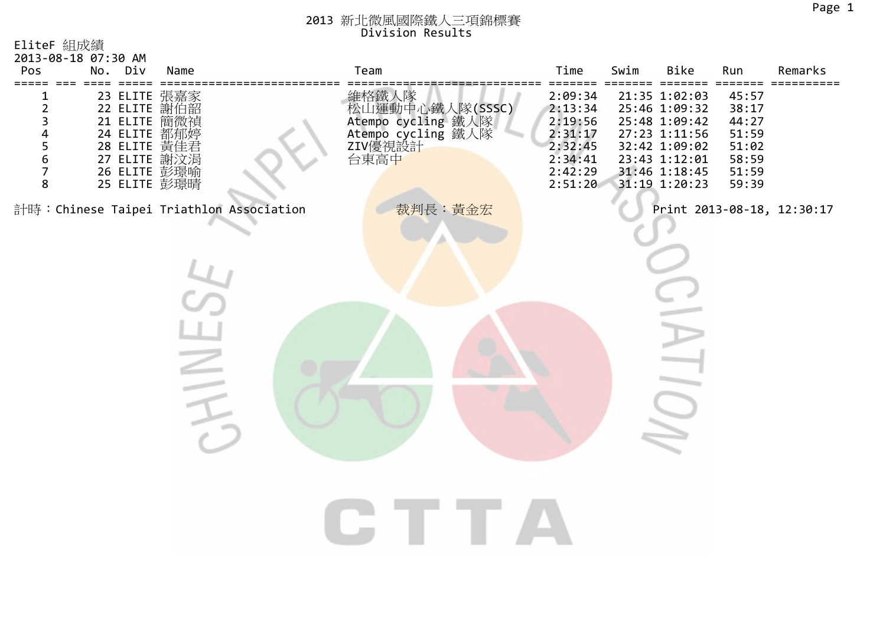# 2013 新北微風國際鐵人三項錦標賽

## Division Results

EliteF 組成績
2013-08-18 07:30 AM

| Pos | No. | Div | Name | Team | Time | Swim | Bike | Run | Remarks |
|---|---|---|---|---|---|---|---|---|---|
| 1 | 23 | ELITE | 張嘉家 | 維格鐵人隊 | 2:09:34 | 21:35 | 1:02:03 | 45:57 | |
| 2 | 22 | ELITE | 謝伯韶 | 松山運動中心鐵人隊(SSSC) | 2:13:34 | 25:46 | 1:09:32 | 38:17 | |
| 3 | 21 | ELITE | 簡微禎 | Atempo cycling 鐵人隊 | 2:19:56 | 25:48 | 1:09:42 | 44:27 | |
| 4 | 24 | ELITE | 都郁婷 | Atempo cycling 鐵人隊 | 2:31:17 | 27:23 | 1:11:56 | 51:59 | |
| 5 | 28 | ELITE | 黃佳君 | ZIV優視設計 | 2:32:45 | 32:42 | 1:09:02 | 51:02 | |
| 6 | 27 | ELITE | 謝汶涓 | 台東高中 | 2:34:41 | 23:43 | 1:12:01 | 58:59 | |
| 7 | 26 | ELITE | 彭璟喻 | | 2:42:29 | 31:46 | 1:18:45 | 51:59 | |
| 8 | 25 | ELITE | 彭璟晴 | | 2:51:20 | 31:19 | 1:20:23 | 59:39 | |

計時：Chinese Taipei Triathlon Association　　裁判長：黃金宏　　Print 2013-08-18, 12:30:17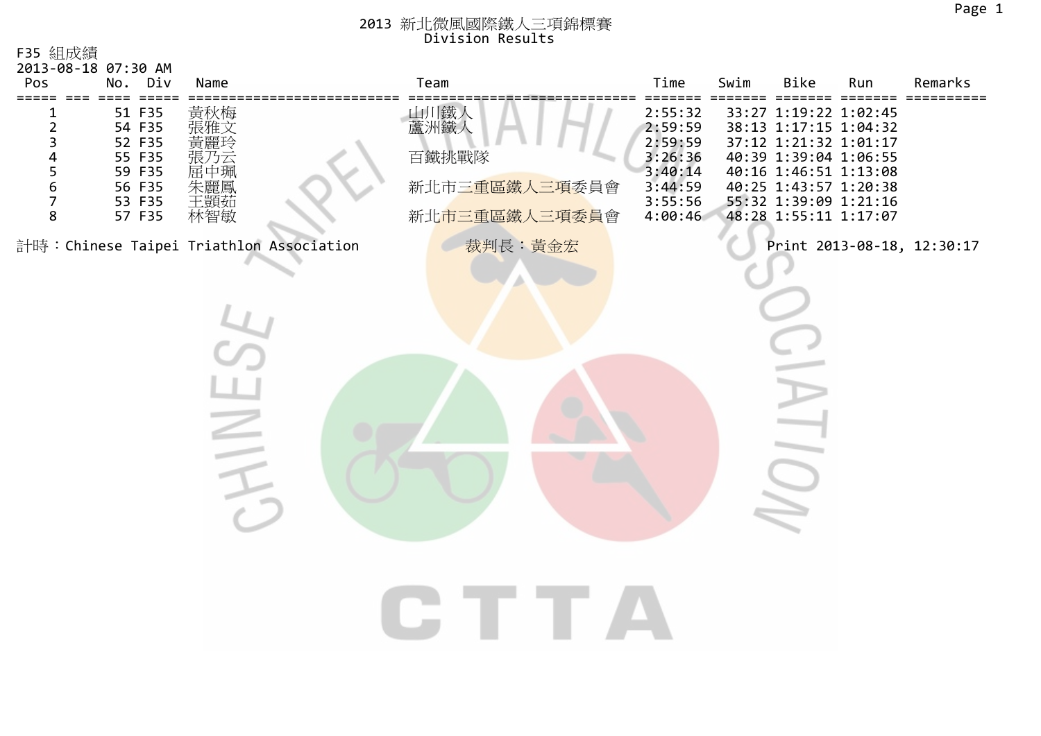# 2013 新北微風國際鐵人三項錦標賽

## Division Results

F35 組成績

2013-08-18 07:30 AM

| Pos | No. | Div | Name | Team | Time | Swim | Bike | Run | Remarks |
|---|---|---|---|---|---|---|---|---|---|
| 1 | 51 | F35 | 黃秋梅 | 山川鐵人 | 2:55:32 | 33:27 | 1:19:22 | 1:02:45 | |
| 2 | 54 | F35 | 張雅文 | 蘆洲鐵人 | 2:59:59 | 38:13 | 1:17:15 | 1:04:32 | |
| 3 | 52 | F35 | 黃麗玲 | | 2:59:59 | 37:12 | 1:21:32 | 1:01:17 | |
| 4 | 55 | F35 | 張乃云 | 百鐵挑戰隊 | 3:26:36 | 40:39 | 1:39:04 | 1:06:55 | |
| 5 | 59 | F35 | 屈中珮 | | 3:40:14 | 40:16 | 1:46:51 | 1:13:08 | |
| 6 | 56 | F35 | 朱麗鳳 | 新北市三重區鐵人三項委員會 | 3:44:59 | 40:25 | 1:43:57 | 1:20:38 | |
| 7 | 53 | F35 | 王顗茹 | | 3:55:56 | 55:32 | 1:39:09 | 1:21:16 | |
| 8 | 57 | F35 | 林智敏 | 新北市三重區鐵人三項委員會 | 4:00:46 | 48:28 | 1:55:11 | 1:17:07 | |

計時：Chinese Taipei Triathlon Association　　　裁判長：黃金宏　　　Print 2013-08-18, 12:30:17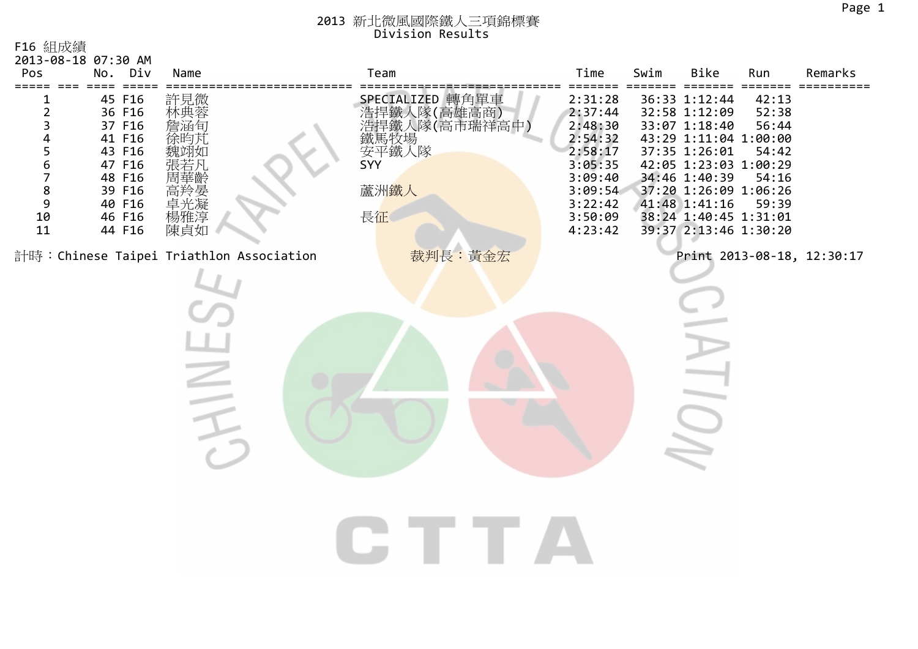# 2013 新北微風國際鐵人三項錦標賽
## Division Results

F16 組成績

2013-08-18 07:30 AM

| Pos | No. | Div | Name | Team | Time | Swim | Bike | Run | Remarks |
|---|---|---|---|---|---|---|---|---|---|
| 1 | 45 | F16 | 許見微 | SPECIALIZED 轉角單車 | 2:31:28 | 36:33 | 1:12:44 | 42:13 | |
| 2 | 36 | F16 | 林典蓉 | 浩捍鐵人隊(高雄高商) | 2:37:44 | 32:58 | 1:12:09 | 52:38 | |
| 3 | 37 | F16 | 詹涵旬 | 浩捍鐵人隊(高市瑞祥高中) | 2:48:30 | 33:07 | 1:18:40 | 56:44 | |
| 4 | 41 | F16 | 徐昀芃 | 鐵馬牧場 | 2:54:32 | 43:29 | 1:11:04 | 1:00:00 | |
| 5 | 43 | F16 | 魏翊如 | 安平鐵人隊 | 2:58:17 | 37:35 | 1:26:01 | 54:42 | |
| 6 | 47 | F16 | 張若凡 | SYY | 3:05:35 | 42:05 | 1:23:03 | 1:00:29 | |
| 7 | 48 | F16 | 周華齡 | | 3:09:40 | 34:46 | 1:40:39 | 54:16 | |
| 8 | 39 | F16 | 高羚晏 | 蘆洲鐵人 | 3:09:54 | 37:20 | 1:26:09 | 1:06:26 | |
| 9 | 40 | F16 | 卓光凝 | | 3:22:42 | 41:48 | 1:41:16 | 59:39 | |
| 10 | 46 | F16 | 楊雅淳 | 長征 | 3:50:09 | 38:24 | 1:40:45 | 1:31:01 | |
| 11 | 44 | F16 | 陳貞如 | | 4:23:42 | 39:37 | 2:13:46 | 1:30:20 | |

計時：Chinese Taipei Triathlon Association　　裁判長：黃金宏　　Print 2013-08-18, 12:30:17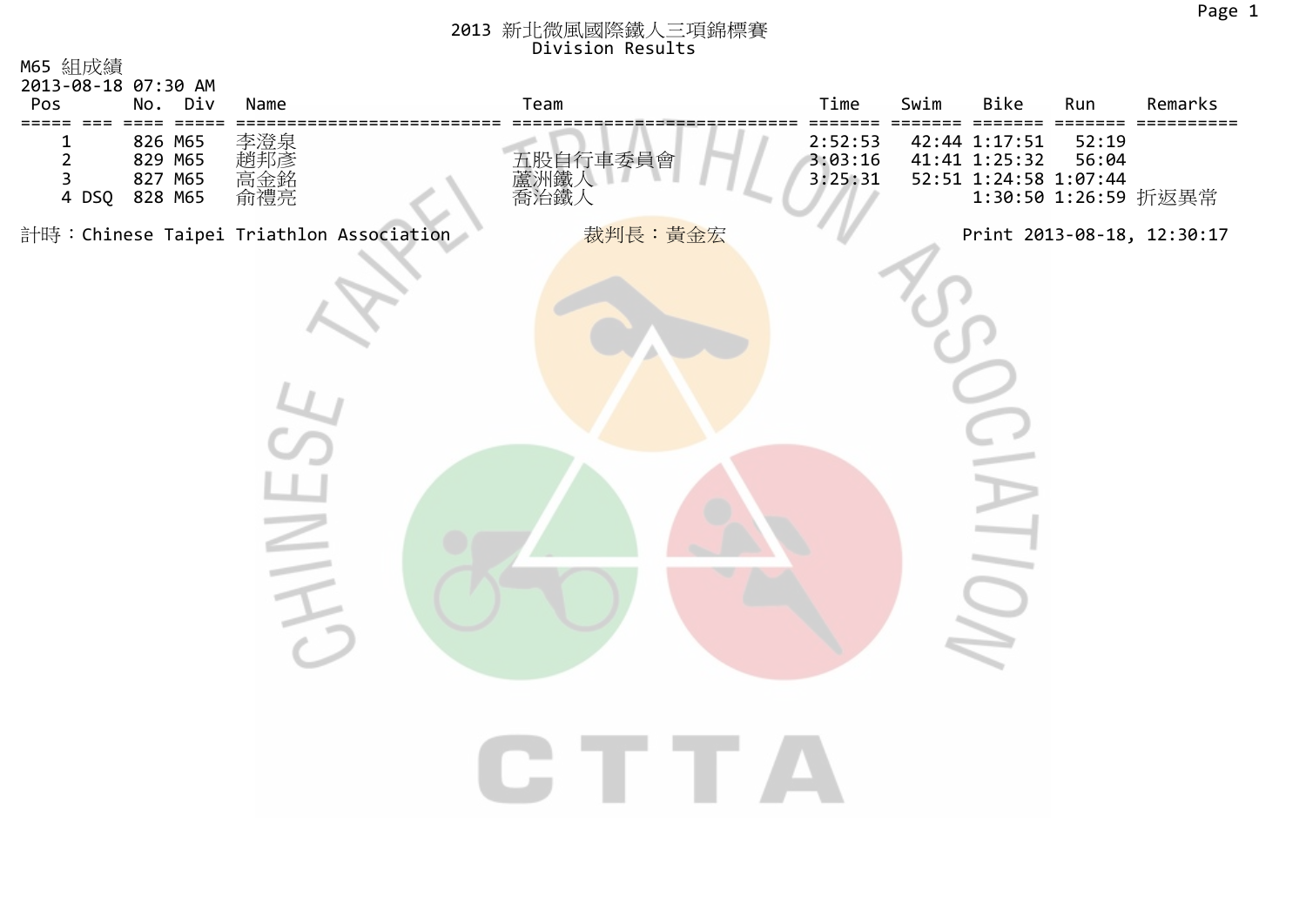# 2013 新北微風國際鐵人三項錦標賽
## Division Results

M65 組成績

2013-08-18 07:30 AM

| Pos | | No. | Div | Name | Team | Time | Swim | Bike | Run | Remarks |
|---|---|---|---|---|---|---|---|---|---|---|
| 1 | | 826 | M65 | 李澄泉 | | 2:52:53 | 42:44 | 1:17:51 | 52:19 | |
| 2 | | 829 | M65 | 趙邦彥 | 五股自行車委員會 | 3:03:16 | 41:41 | 1:25:32 | 56:04 | |
| 3 | | 827 | M65 | 高金銘 | 蘆洲鐵人 | 3:25:31 | 52:51 | 1:24:58 | 1:07:44 | |
| 4 | DSQ | 828 | M65 | 俞禮亮 | 喬治鐵人 | | | 1:30:50 | 1:26:59 | 折返異常 |

計時：Chinese Taipei Triathlon Association　　裁判長：黃金宏　　Print 2013-08-18, 12:30:17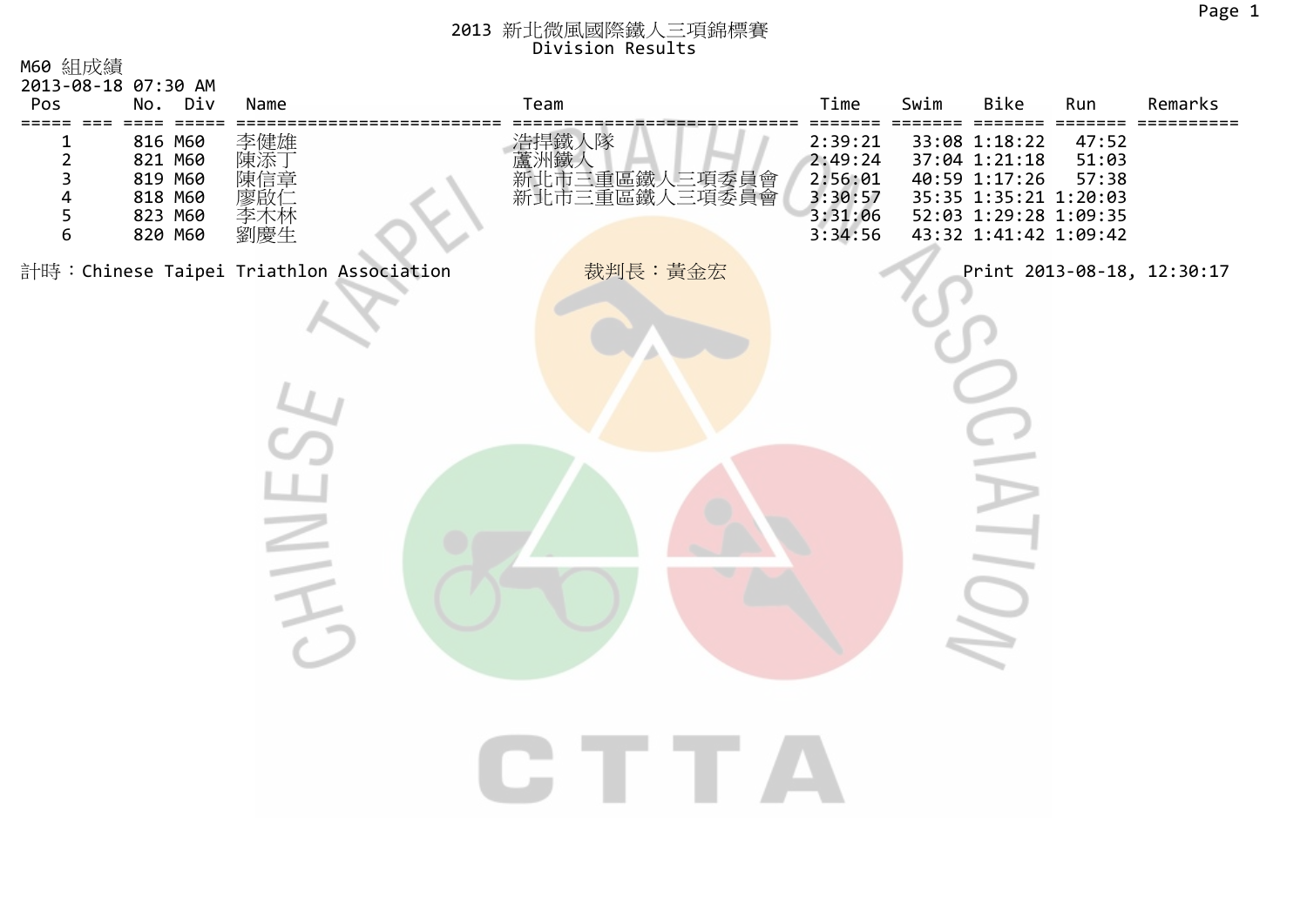# 2013 新北微風國際鐵人三項錦標賽
## Division Results

M60 組成績
2013-08-18 07:30 AM

| Pos | No. | Div | Name | Team | Time | Swim | Bike | Run | Remarks |
|---|---|---|---|---|---|---|---|---|---|
| 1 | 816 | M60 | 李健雄 | 浩捍鐵人隊 | 2:39:21 | 33:08 | 1:18:22 | 47:52 | |
| 2 | 821 | M60 | 陳添丁 | 蘆洲鐵人 | 2:49:24 | 37:04 | 1:21:18 | 51:03 | |
| 3 | 819 | M60 | 陳信章 | 新北市三重區鐵人三項委員會 | 2:56:01 | 40:59 | 1:17:26 | 57:38 | |
| 4 | 818 | M60 | 廖啟仁 | 新北市三重區鐵人三項委員會 | 3:30:57 | 35:35 | 1:35:21 | 1:20:03 | |
| 5 | 823 | M60 | 李木林 | | 3:31:06 | 52:03 | 1:29:28 | 1:09:35 | |
| 6 | 820 | M60 | 劉慶生 | | 3:34:56 | 43:32 | 1:41:42 | 1:09:42 | |

計時：Chinese Taipei Triathlon Association　　裁判長：黃金宏　　Print 2013-08-18, 12:30:17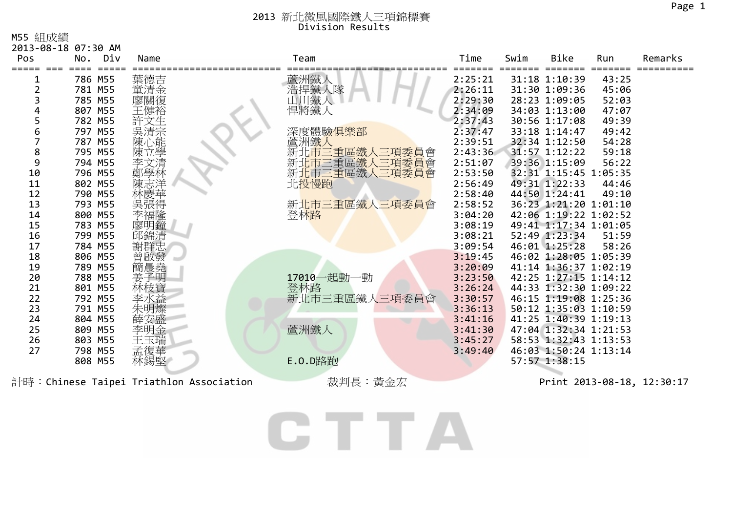# 2013 新北微風國際鐵人三項錦標賽
## Division Results

M55 組成績
2013-08-18 07:30 AM

| Pos | No. | Div | Name | Team | Time | Swim | Bike | Run | Remarks |
|---|---|---|---|---|---|---|---|---|---|
| 1 | 786 | M55 | 葉德吉 | 蘆洲鐵人 | 2:25:21 | 31:18 | 1:10:39 | 43:25 | |
| 2 | 781 | M55 | 童清金 | 浩捍鐵人隊 | 2:26:11 | 31:30 | 1:09:36 | 45:06 | |
| 3 | 785 | M55 | 廖關復 | 山川鐵人 | 2:29:30 | 28:23 | 1:09:05 | 52:03 | |
| 4 | 807 | M55 | 王健裕 | 悍將鐵人 | 2:34:09 | 34:03 | 1:13:00 | 47:07 | |
| 5 | 782 | M55 | 許文生 | | 2:37:43 | 30:56 | 1:17:08 | 49:39 | |
| 6 | 797 | M55 | 吳清宗 | 深度體驗俱樂部 | 2:37:47 | 33:18 | 1:14:47 | 49:42 | |
| 7 | 787 | M55 | 陳心能 | 蘆洲鐵人 | 2:39:51 | 32:34 | 1:12:50 | 54:28 | |
| 8 | 795 | M55 | 陳立學 | 新北市三重區鐵人三項委員會 | 2:43:36 | 31:57 | 1:12:22 | 59:18 | |
| 9 | 794 | M55 | 李文清 | 新北市三重區鐵人三項委員會 | 2:51:07 | 39:36 | 1:15:09 | 56:22 | |
| 10 | 796 | M55 | 鄭學林 | 新北市三重區鐵人三項委員會 | 2:53:50 | 32:31 | 1:15:45 | 1:05:35 | |
| 11 | 802 | M55 | 陳志洋 | 北投慢跑 | 2:56:49 | 49:31 | 1:22:33 | 44:46 | |
| 12 | 790 | M55 | 林慶華 | | 2:58:40 | 44:50 | 1:24:41 | 49:10 | |
| 13 | 793 | M55 | 吳張得 | 新北市三重區鐵人三項委員會 | 2:58:52 | 36:23 | 1:21:20 | 1:01:10 | |
| 14 | 800 | M55 | 李福隆 | 登林路 | 3:04:20 | 42:06 | 1:19:22 | 1:02:52 | |
| 15 | 783 | M55 | 廖明鐘 | | 3:08:19 | 49:41 | 1:17:34 | 1:01:05 | |
| 16 | 799 | M55 | 邱錦清 | | 3:08:21 | 52:49 | 1:23:34 | 51:59 | |
| 17 | 784 | M55 | 謝群忠 | | 3:09:54 | 46:01 | 1:25:28 | 58:26 | |
| 18 | 806 | M55 | 曾啟發 | | 3:19:45 | 46:02 | 1:28:05 | 1:05:39 | |
| 19 | 789 | M55 | 簡晨堯 | | 3:20:09 | 41:14 | 1:36:37 | 1:02:19 | |
| 20 | 788 | M55 | 姜子明 | 17010一起動一動 | 3:23:50 | 42:25 | 1:27:15 | 1:14:12 | |
| 21 | 801 | M55 | 林枝寶 | 登林路 | 3:26:24 | 44:33 | 1:32:30 | 1:09:22 | |
| 22 | 792 | M55 | 李水益 | 新北市三重區鐵人三項委員會 | 3:30:57 | 46:15 | 1:19:08 | 1:25:36 | |
| 23 | 791 | M55 | 朱明燦 | | 3:36:13 | 50:12 | 1:35:03 | 1:10:59 | |
| 24 | 804 | M55 | 薛安盛 | | 3:41:16 | 41:25 | 1:40:39 | 1:19:13 | |
| 25 | 809 | M55 | 李明金 | 蘆洲鐵人 | 3:41:30 | 47:04 | 1:32:34 | 1:21:53 | |
| 26 | 803 | M55 | 王玉瑞 | | 3:45:27 | 58:53 | 1:32:43 | 1:13:53 | |
| 27 | 798 | M55 | 孟復華 | | 3:49:40 | 46:03 | 1:50:24 | 1:13:14 | |
| | 808 | M55 | 林錫堅 | E.O.D路跑 | | 57:57 | 1:38:15 | | |

計時：Chinese Taipei Triathlon Association　　裁判長：黃金宏　　Print 2013-08-18, 12:30:17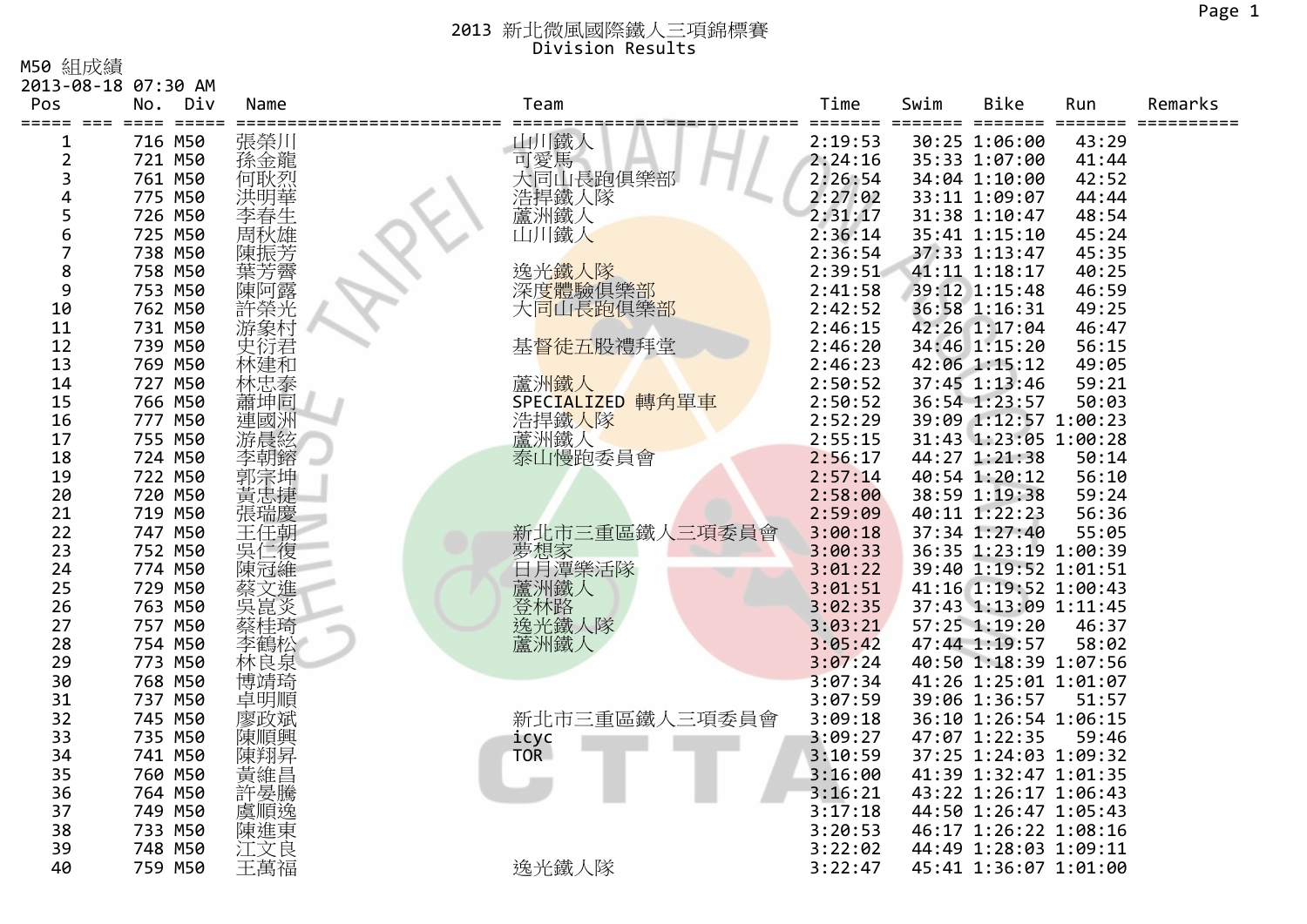# 2013 新北微風國際鐵人三項錦標賽
## Division Results

M50 組成績
2013-08-18 07:30 AM

| Pos | No. | Div | Name | Team | Time | Swim | Bike | Run | Remarks |
|---|---|---|---|---|---|---|---|---|---|
| 1 | 716 | M50 | 張榮川 | 山川鐵人 | 2:19:53 | 30:25 | 1:06:00 | 43:29 | |
| 2 | 721 | M50 | 孫金龍 | 可愛馬 | 2:24:16 | 35:33 | 1:07:00 | 41:44 | |
| 3 | 761 | M50 | 何耿烈 | 大同山長跑俱樂部 | 2:26:54 | 34:04 | 1:10:00 | 42:52 | |
| 4 | 775 | M50 | 洪明華 | 浩捍鐵人隊 | 2:27:02 | 33:11 | 1:09:07 | 44:44 | |
| 5 | 726 | M50 | 李春生 | 蘆洲鐵人 | 2:31:17 | 31:38 | 1:10:47 | 48:54 | |
| 6 | 725 | M50 | 周秋雄 | 山川鐵人 | 2:36:14 | 35:41 | 1:15:10 | 45:24 | |
| 7 | 738 | M50 | 陳振芳 | | 2:36:54 | 37:33 | 1:13:47 | 45:35 | |
| 8 | 758 | M50 | 葉芳霽 | 逸光鐵人隊 | 2:39:51 | 41:11 | 1:18:17 | 40:25 | |
| 9 | 753 | M50 | 陳阿露 | 深度體驗俱樂部 | 2:41:58 | 39:12 | 1:15:48 | 46:59 | |
| 10 | 762 | M50 | 許榮光 | 大同山長跑俱樂部 | 2:42:52 | 36:58 | 1:16:31 | 49:25 | |
| 11 | 731 | M50 | 游象村 | | 2:46:15 | 42:26 | 1:17:04 | 46:47 | |
| 12 | 739 | M50 | 史衍君 | 基督徒五股禮拜堂 | 2:46:20 | 34:46 | 1:15:20 | 56:15 | |
| 13 | 769 | M50 | 林建和 | | 2:46:23 | 42:06 | 1:15:12 | 49:05 | |
| 14 | 727 | M50 | 林忠泰 | 蘆洲鐵人 | 2:50:52 | 37:45 | 1:13:46 | 59:21 | |
| 15 | 766 | M50 | 蕭坤同 | SPECIALIZED 轉角單車 | 2:50:52 | 36:54 | 1:23:57 | 50:03 | |
| 16 | 777 | M50 | 連國洲 | 浩捍鐵人隊 | 2:52:29 | 39:09 | 1:12:57 | 1:00:23 | |
| 17 | 755 | M50 | 游晨紘 | 蘆洲鐵人 | 2:55:15 | 31:43 | 1:23:05 | 1:00:28 | |
| 18 | 724 | M50 | 李朝鎔 | 泰山慢跑委員會 | 2:56:17 | 44:27 | 1:21:38 | 50:14 | |
| 19 | 722 | M50 | 郭宗坤 | | 2:57:14 | 40:54 | 1:20:12 | 56:10 | |
| 20 | 720 | M50 | 黃忠捷 | | 2:58:00 | 38:59 | 1:19:38 | 59:24 | |
| 21 | 719 | M50 | 張瑞慶 | | 2:59:09 | 40:11 | 1:22:23 | 56:36 | |
| 22 | 747 | M50 | 王任朝 | 新北市三重區鐵人三項委員會 | 3:00:18 | 37:34 | 1:27:40 | 55:05 | |
| 23 | 752 | M50 | 吳仁復 | 夢想家 | 3:00:33 | 36:35 | 1:23:19 | 1:00:39 | |
| 24 | 774 | M50 | 陳冠維 | 日月潭樂活隊 | 3:01:22 | 39:40 | 1:19:52 | 1:01:51 | |
| 25 | 729 | M50 | 蔡文進 | 蘆洲鐵人 | 3:01:51 | 41:16 | 1:19:52 | 1:00:43 | |
| 26 | 763 | M50 | 吳崑炎 | 登林路 | 3:02:35 | 37:43 | 1:13:09 | 1:11:45 | |
| 27 | 757 | M50 | 蔡桂琦 | 逸光鐵人隊 | 3:03:21 | 57:25 | 1:19:20 | 46:37 | |
| 28 | 754 | M50 | 李鶴松 | 蘆洲鐵人 | 3:05:42 | 47:44 | 1:19:57 | 58:02 | |
| 29 | 773 | M50 | 林良泉 | | 3:07:24 | 40:50 | 1:18:39 | 1:07:56 | |
| 30 | 768 | M50 | 博靖琦 | | 3:07:34 | 41:26 | 1:25:01 | 1:01:07 | |
| 31 | 737 | M50 | 卓明順 | | 3:07:59 | 39:06 | 1:36:57 | 51:57 | |
| 32 | 745 | M50 | 廖政斌 | 新北市三重區鐵人三項委員會 | 3:09:18 | 36:10 | 1:26:54 | 1:06:15 | |
| 33 | 735 | M50 | 陳順興 | icyc | 3:09:27 | 47:07 | 1:22:35 | 59:46 | |
| 34 | 741 | M50 | 陳翔昇 | TOR | 3:10:59 | 37:25 | 1:24:03 | 1:09:32 | |
| 35 | 760 | M50 | 黃維昌 | | 3:16:00 | 41:39 | 1:32:47 | 1:01:35 | |
| 36 | 764 | M50 | 許晏騰 | | 3:16:21 | 43:22 | 1:26:17 | 1:06:43 | |
| 37 | 749 | M50 | 盧順逸 | | 3:17:18 | 44:50 | 1:26:47 | 1:05:43 | |
| 38 | 733 | M50 | 陳進東 | | 3:20:53 | 46:17 | 1:26:22 | 1:08:16 | |
| 39 | 748 | M50 | 江文良 | | 3:22:02 | 44:49 | 1:28:03 | 1:09:11 | |
| 40 | 759 | M50 | 王萬福 | 逸光鐵人隊 | 3:22:47 | 45:41 | 1:36:07 | 1:01:00 | |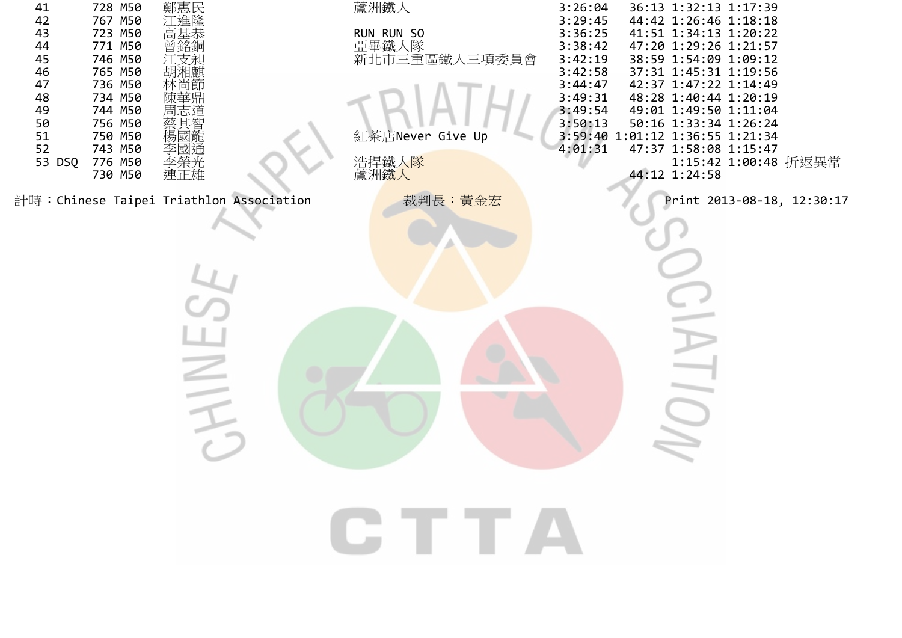| 41 | | 728 | M50 | 鄭惠民 | 蘆洲鐵人 | 3:26:04 | 36:13 | 1:32:13 | 1:17:39 | |
|---|---|---|---|---|---|---|---|---|---|---|
| 42 | | 767 | M50 | 江進隆 | | 3:29:45 | 44:42 | 1:26:46 | 1:18:18 | |
| 43 | | 723 | M50 | 高基恭 | RUN RUN SO | 3:36:25 | 41:51 | 1:34:13 | 1:20:22 | |
| 44 | | 771 | M50 | 曾銘銅 | 亞畢鐵人隊 | 3:38:42 | 47:20 | 1:29:26 | 1:21:57 | |
| 45 | | 746 | M50 | 江支昶 | 新北市三重區鐵人三項委員會 | 3:42:19 | 38:59 | 1:54:09 | 1:09:12 | |
| 46 | | 765 | M50 | 胡湘麒 | | 3:42:58 | 37:31 | 1:45:31 | 1:19:56 | |
| 47 | | 736 | M50 | 林尚節 | | 3:44:47 | 42:37 | 1:47:22 | 1:14:49 | |
| 48 | | 734 | M50 | 陳華鼎 | | 3:49:31 | 48:28 | 1:40:44 | 1:20:19 | |
| 49 | | 744 | M50 | 周志道 | | 3:49:54 | 49:01 | 1:49:50 | 1:11:04 | |
| 50 | | 756 | M50 | 蔡其智 | | 3:50:13 | 50:16 | 1:33:34 | 1:26:24 | |
| 51 | | 750 | M50 | 楊國龍 | 紅茶店Never Give Up | 3:59:40 | 1:01:12 | 1:36:55 | 1:21:34 | |
| 52 | | 743 | M50 | 李國通 | | 4:01:31 | 47:37 | 1:58:08 | 1:15:47 | |
| 53 | DSQ | 776 | M50 | 李榮光 | 浩捍鐵人隊 | | | 1:15:42 | 1:00:48 | 折返異常 |
| | | 730 | M50 | 連正雄 | 蘆洲鐵人 | | 44:12 | 1:24:58 | | |

計時：Chinese Taipei Triathlon Association　　裁判長：黃金宏　　Print 2013-08-18, 12:30:17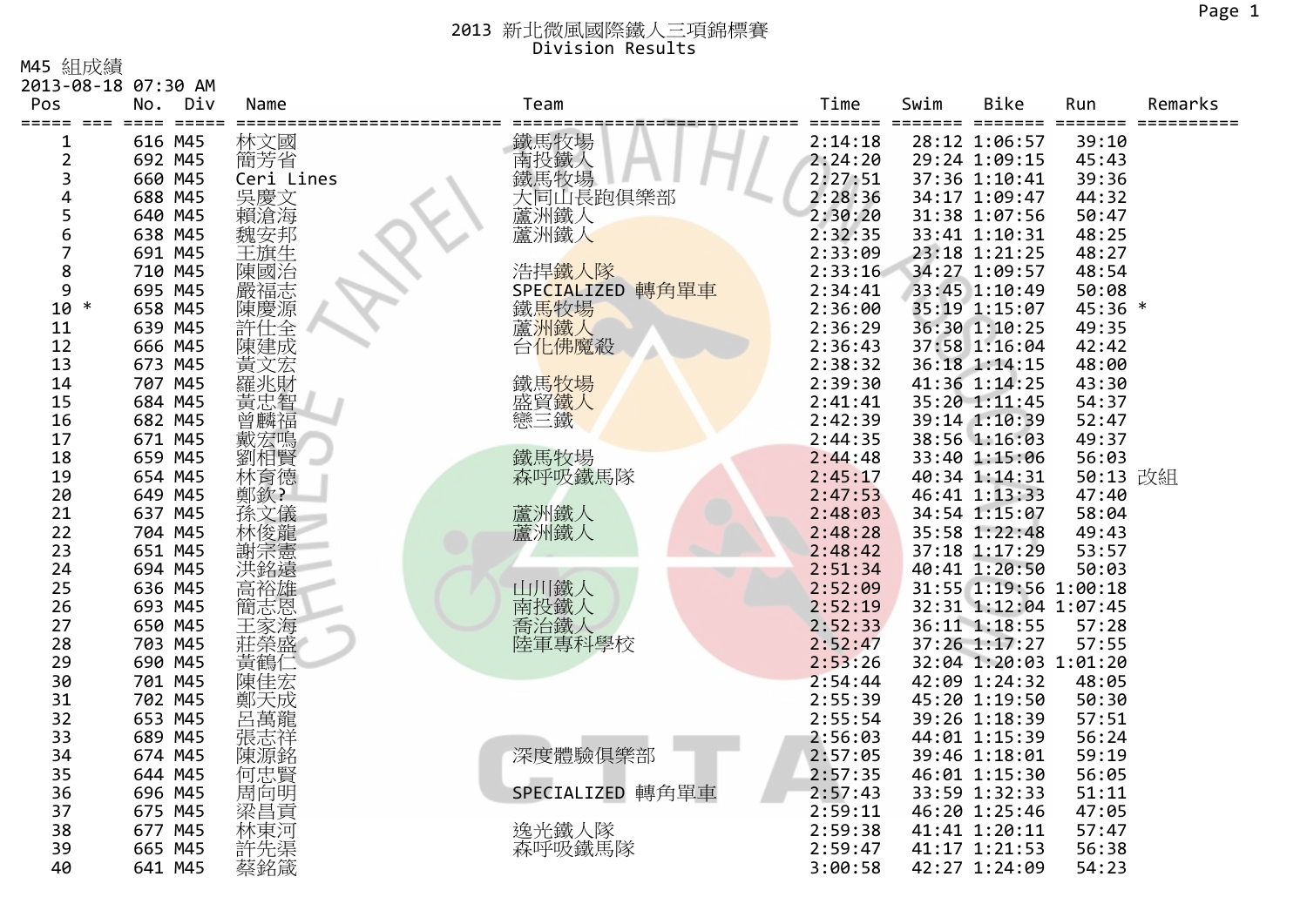# 2013 新北微風國際鐵人三項錦標賽
## Division Results

M45 組成績
2013-08-18 07:30 AM

| Pos | | No. | Div | Name | Team | Time | Swim | Bike | Run | Remarks |
|---|---|---|---|---|---|---|---|---|---|---|
| 1 | | 616 | M45 | 林文國 | 鐵馬牧場 | 2:14:18 | 28:12 | 1:06:57 | 39:10 | |
| 2 | | 692 | M45 | 簡芳省 | 南投鐵人 | 2:24:20 | 29:24 | 1:09:15 | 45:43 | |
| 3 | | 660 | M45 | Ceri Lines | 鐵馬牧場 | 2:27:51 | 37:36 | 1:10:41 | 39:36 | |
| 4 | | 688 | M45 | 吳慶文 | 大同山長跑俱樂部 | 2:28:36 | 34:17 | 1:09:47 | 44:32 | |
| 5 | | 640 | M45 | 賴滄海 | 蘆洲鐵人 | 2:30:20 | 31:38 | 1:07:56 | 50:47 | |
| 6 | | 638 | M45 | 魏安邦 | 蘆洲鐵人 | 2:32:35 | 33:41 | 1:10:31 | 48:25 | |
| 7 | | 691 | M45 | 王旗生 | | 2:33:09 | 23:18 | 1:21:25 | 48:27 | |
| 8 | | 710 | M45 | 陳國治 | 浩捍鐵人隊 | 2:33:16 | 34:27 | 1:09:57 | 48:54 | |
| 9 | | 695 | M45 | 嚴福志 | SPECIALIZED 轉角單車 | 2:34:41 | 33:45 | 1:10:49 | 50:08 | |
| 10 | * | 658 | M45 | 陳慶源 | 鐵馬牧場 | 2:36:00 | 35:19 | 1:15:07 | 45:36 | * |
| 11 | | 639 | M45 | 許仕全 | 蘆洲鐵人 | 2:36:29 | 36:30 | 1:10:25 | 49:35 | |
| 12 | | 666 | M45 | 陳建成 | 台化佛魔殺 | 2:36:43 | 37:58 | 1:16:04 | 42:42 | |
| 13 | | 673 | M45 | 黃文宏 | | 2:38:32 | 36:18 | 1:14:15 | 48:00 | |
| 14 | | 707 | M45 | 羅兆財 | 鐵馬牧場 | 2:39:30 | 41:36 | 1:14:25 | 43:30 | |
| 15 | | 684 | M45 | 黃忠智 | 盛貿鐵人 | 2:41:41 | 35:20 | 1:11:45 | 54:37 | |
| 16 | | 682 | M45 | 曾麟福 | 戀三鐵 | 2:42:39 | 39:14 | 1:10:39 | 52:47 | |
| 17 | | 671 | M45 | 戴宏鳴 | | 2:44:35 | 38:56 | 1:16:03 | 49:37 | |
| 18 | | 659 | M45 | 劉相賢 | 鐵馬牧場 | 2:44:48 | 33:40 | 1:15:06 | 56:03 | |
| 19 | | 654 | M45 | 林育德 | 森呼吸鐵馬隊 | 2:45:17 | 40:34 | 1:14:31 | 50:13 | 改組 |
| 20 | | 649 | M45 | 鄭欽? | | 2:47:53 | 46:41 | 1:13:33 | 47:40 | |
| 21 | | 637 | M45 | 孫文儀 | 蘆洲鐵人 | 2:48:03 | 34:54 | 1:15:07 | 58:04 | |
| 22 | | 704 | M45 | 林俊龍 | 蘆洲鐵人 | 2:48:28 | 35:58 | 1:22:48 | 49:43 | |
| 23 | | 651 | M45 | 謝宗憲 | | 2:48:42 | 37:18 | 1:17:29 | 53:57 | |
| 24 | | 694 | M45 | 洪銘遠 | | 2:51:34 | 40:41 | 1:20:50 | 50:03 | |
| 25 | | 636 | M45 | 高裕雄 | 山川鐵人 | 2:52:09 | 31:55 | 1:19:56 | 1:00:18 | |
| 26 | | 693 | M45 | 簡志恩 | 南投鐵人 | 2:52:19 | 32:31 | 1:12:04 | 1:07:45 | |
| 27 | | 650 | M45 | 王家海 | 喬治鐵人 | 2:52:33 | 36:11 | 1:18:55 | 57:28 | |
| 28 | | 703 | M45 | 莊榮盛 | 陸軍專科學校 | 2:52:47 | 37:26 | 1:17:27 | 57:55 | |
| 29 | | 690 | M45 | 黃鶴仁 | | 2:53:26 | 32:04 | 1:20:03 | 1:01:20 | |
| 30 | | 701 | M45 | 陳佳宏 | | 2:54:44 | 42:09 | 1:24:32 | 48:05 | |
| 31 | | 702 | M45 | 鄭天成 | | 2:55:39 | 45:20 | 1:19:50 | 50:30 | |
| 32 | | 653 | M45 | 呂萬龍 | | 2:55:54 | 39:26 | 1:18:39 | 57:51 | |
| 33 | | 689 | M45 | 張志祥 | | 2:56:03 | 44:01 | 1:15:39 | 56:24 | |
| 34 | | 674 | M45 | 陳源銘 | 深度體驗俱樂部 | 2:57:05 | 39:46 | 1:18:01 | 59:19 | |
| 35 | | 644 | M45 | 何忠賢 | | 2:57:35 | 46:01 | 1:15:30 | 56:05 | |
| 36 | | 696 | M45 | 周向明 | SPECIALIZED 轉角單車 | 2:57:43 | 33:59 | 1:32:33 | 51:11 | |
| 37 | | 675 | M45 | 梁昌賈 | | 2:59:11 | 46:20 | 1:25:46 | 47:05 | |
| 38 | | 677 | M45 | 林東河 | 逸光鐵人隊 | 2:59:38 | 41:41 | 1:20:11 | 57:47 | |
| 39 | | 665 | M45 | 許先渠 | 森呼吸鐵馬隊 | 2:59:47 | 41:17 | 1:21:53 | 56:38 | |
| 40 | | 641 | M45 | 蔡銘箴 | | 3:00:58 | 42:27 | 1:24:09 | 54:23 | |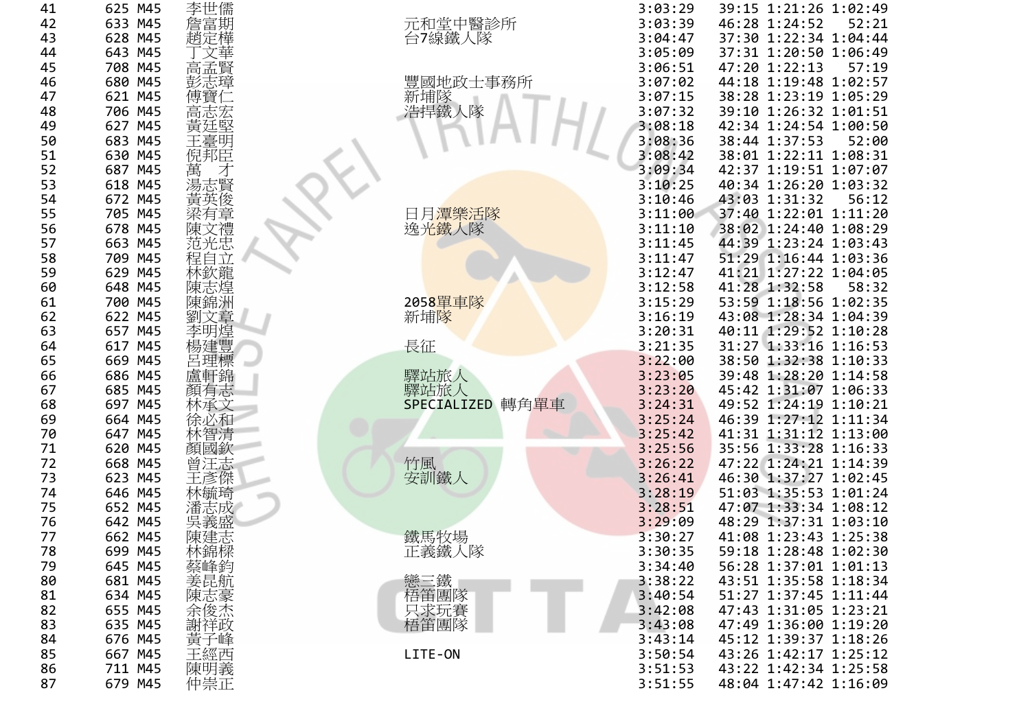| | | | | | | | | |
|---|---|---|---|---|---|---|---|---|
| 41 | 625 | M45 | 李世儒 | | 3:03:29 | 39:15 | 1:21:26 | 1:02:49 |
| 42 | 633 | M45 | 詹富期 | 元和堂中醫診所 | 3:03:39 | 46:28 | 1:24:52 | 52:21 |
| 43 | 628 | M45 | 趙定樺 | 台7線鐵人隊 | 3:04:47 | 37:30 | 1:22:34 | 1:04:44 |
| 44 | 643 | M45 | 丁文華 | | 3:05:09 | 37:31 | 1:20:50 | 1:06:49 |
| 45 | 708 | M45 | 高孟賢 | | 3:06:51 | 47:20 | 1:22:13 | 57:19 |
| 46 | 680 | M45 | 彭志璋 | 豐國地政士事務所 | 3:07:02 | 44:18 | 1:19:48 | 1:02:57 |
| 47 | 621 | M45 | 傅寶仁 | 新埔隊 | 3:07:15 | 38:28 | 1:23:19 | 1:05:29 |
| 48 | 706 | M45 | 高志宏 | 浩捍鐵人隊 | 3:07:32 | 39:10 | 1:26:32 | 1:01:51 |
| 49 | 627 | M45 | 黃廷堅 | | 3:08:18 | 42:34 | 1:24:54 | 1:00:50 |
| 50 | 683 | M45 | 王臺明 | | 3:08:36 | 38:44 | 1:37:53 | 52:00 |
| 51 | 630 | M45 | 倪邦臣 | | 3:08:42 | 38:01 | 1:22:11 | 1:08:31 |
| 52 | 687 | M45 | 萬　才 | | 3:09:34 | 42:37 | 1:19:51 | 1:07:07 |
| 53 | 618 | M45 | 湯志賢 | | 3:10:25 | 40:34 | 1:26:20 | 1:03:32 |
| 54 | 672 | M45 | 黃英俊 | | 3:10:46 | 43:03 | 1:31:32 | 56:12 |
| 55 | 705 | M45 | 梁有章 | 日月潭樂活隊 | 3:11:00 | 37:40 | 1:22:01 | 1:11:20 |
| 56 | 678 | M45 | 陳文禮 | 逸光鐵人隊 | 3:11:10 | 38:02 | 1:24:40 | 1:08:29 |
| 57 | 663 | M45 | 范光忠 | | 3:11:45 | 44:39 | 1:23:24 | 1:03:43 |
| 58 | 709 | M45 | 程自立 | | 3:11:47 | 51:29 | 1:16:44 | 1:03:36 |
| 59 | 629 | M45 | 林欽龍 | | 3:12:47 | 41:21 | 1:27:22 | 1:04:05 |
| 60 | 648 | M45 | 陳志煌 | | 3:12:58 | 41:28 | 1:32:58 | 58:32 |
| 61 | 700 | M45 | 陳錦洲 | 2058單車隊 | 3:15:29 | 53:59 | 1:18:56 | 1:02:35 |
| 62 | 622 | M45 | 劉文章 | 新埔隊 | 3:16:19 | 43:08 | 1:28:34 | 1:04:39 |
| 63 | 657 | M45 | 李明煌 | | 3:20:31 | 40:11 | 1:29:52 | 1:10:28 |
| 64 | 617 | M45 | 楊建豐 | 長征 | 3:21:35 | 31:27 | 1:33:16 | 1:16:53 |
| 65 | 669 | M45 | 呂理標 | | 3:22:00 | 38:50 | 1:32:38 | 1:10:33 |
| 66 | 686 | M45 | 盧軒錦 | 驛站旅人 | 3:23:05 | 39:48 | 1:28:20 | 1:14:58 |
| 67 | 685 | M45 | 顏有志 | 驛站旅人 | 3:23:20 | 45:42 | 1:31:07 | 1:06:33 |
| 68 | 697 | M45 | 林承文 | SPECIALIZED 轉角單車 | 3:24:31 | 49:52 | 1:24:19 | 1:10:21 |
| 69 | 664 | M45 | 徐必和 | | 3:25:24 | 46:39 | 1:27:12 | 1:11:34 |
| 70 | 647 | M45 | 林智清 | | 3:25:42 | 41:31 | 1:31:12 | 1:13:00 |
| 71 | 620 | M45 | 顏國欽 | | 3:25:56 | 35:56 | 1:33:28 | 1:16:33 |
| 72 | 668 | M45 | 曾汪志 | 竹風 | 3:26:22 | 47:22 | 1:24:21 | 1:14:39 |
| 73 | 623 | M45 | 王彥傑 | 安訓鐵人 | 3:26:41 | 46:30 | 1:37:27 | 1:02:45 |
| 74 | 646 | M45 | 林毓琦 | | 3:28:19 | 51:03 | 1:35:53 | 1:01:24 |
| 75 | 652 | M45 | 潘志成 | | 3:28:51 | 47:07 | 1:33:34 | 1:08:12 |
| 76 | 642 | M45 | 吳義盛 | | 3:29:09 | 48:29 | 1:37:31 | 1:03:10 |
| 77 | 662 | M45 | 陳建志 | 鐵馬牧場 | 3:30:27 | 41:08 | 1:23:43 | 1:25:38 |
| 78 | 699 | M45 | 林錦樑 | 正義鐵人隊 | 3:30:35 | 59:18 | 1:28:48 | 1:02:30 |
| 79 | 645 | M45 | 蔡峰鈞 | | 3:34:40 | 56:28 | 1:37:01 | 1:01:13 |
| 80 | 681 | M45 | 姜昆航 | 戀三鐵 | 3:38:22 | 43:51 | 1:35:58 | 1:18:34 |
| 81 | 634 | M45 | 陳志豪 | 梧笛團隊 | 3:40:54 | 51:27 | 1:37:45 | 1:11:44 |
| 82 | 655 | M45 | 余俊杰 | 只求玩賽 | 3:42:08 | 47:43 | 1:31:05 | 1:23:21 |
| 83 | 635 | M45 | 謝祥政 | 梧笛團隊 | 3:43:08 | 47:49 | 1:36:00 | 1:19:20 |
| 84 | 676 | M45 | 黃子峰 | | 3:43:14 | 45:12 | 1:39:37 | 1:18:26 |
| 85 | 667 | M45 | 王經西 | LITE-ON | 3:50:54 | 43:26 | 1:42:17 | 1:25:12 |
| 86 | 711 | M45 | 陳明義 | | 3:51:53 | 43:22 | 1:42:34 | 1:25:58 |
| 87 | 679 | M45 | 仲崇正 | | 3:51:55 | 48:04 | 1:47:42 | 1:16:09 |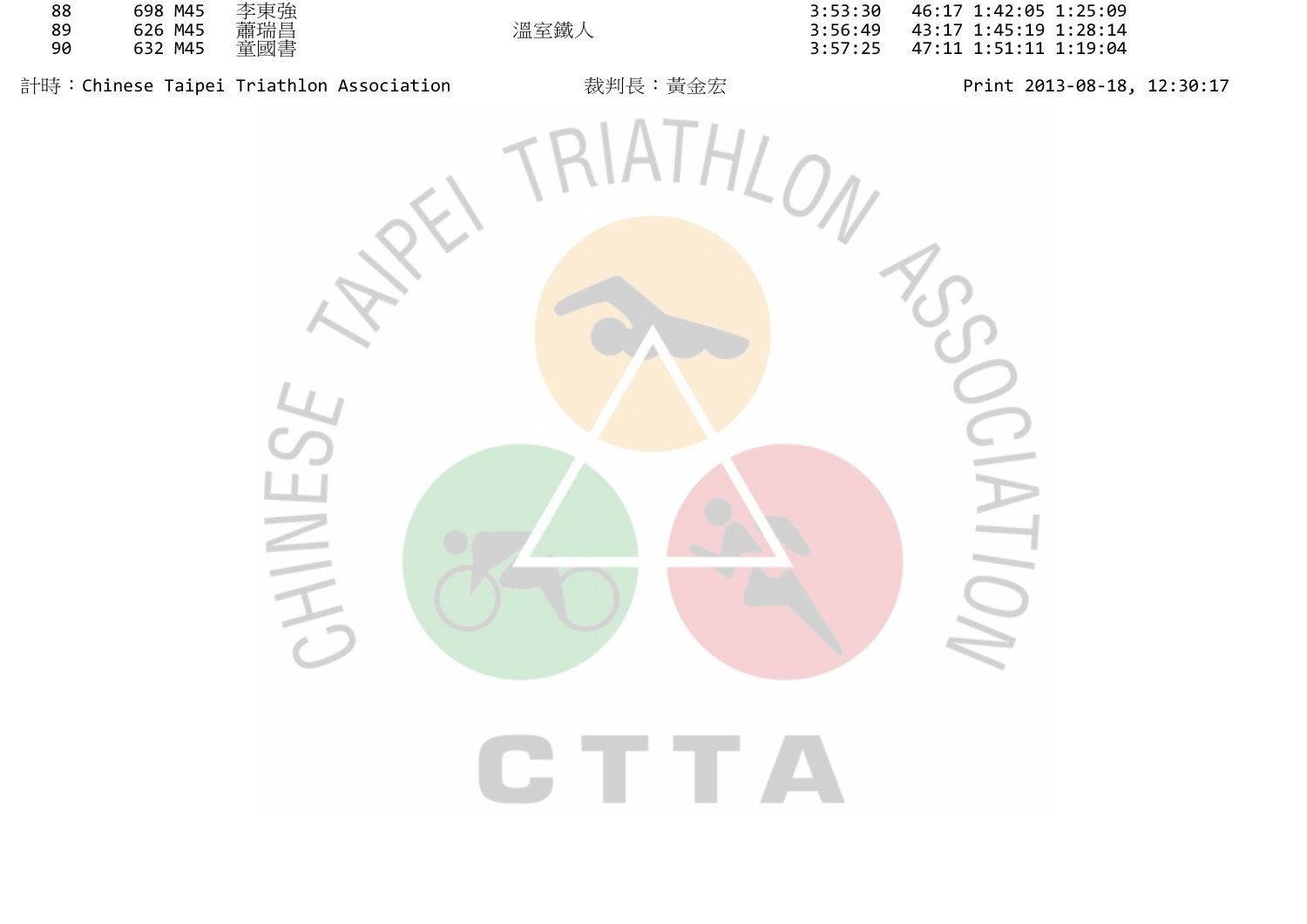| 88 | 698 | M45 | 李東強 | | 3:53:30 | 46:17 | 1:42:05 | 1:25:09 |
|---|---|---|---|---|---|---|---|---|
| 89 | 626 | M45 | 蕭瑞昌 | 溫室鐵人 | 3:56:49 | 43:17 | 1:45:19 | 1:28:14 |
| 90 | 632 | M45 | 童國書 | | 3:57:25 | 47:11 | 1:51:11 | 1:19:04 |

計時：Chinese Taipei Triathlon Association　　裁判長：黃金宏　　Print 2013-08-18, 12:30:17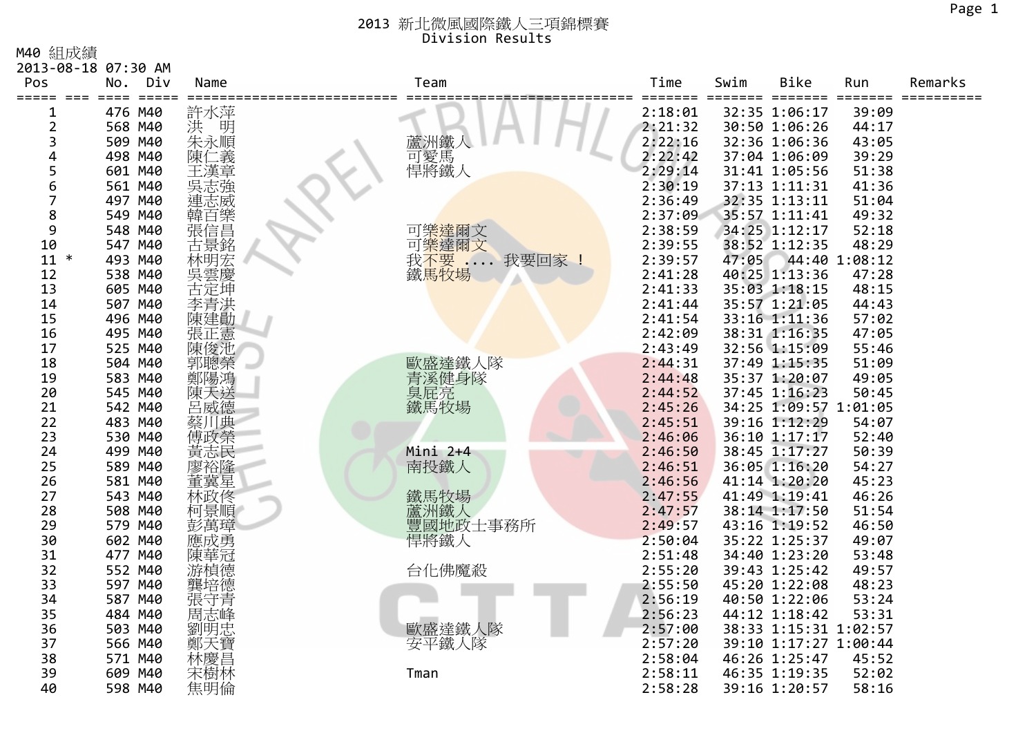# 2013 新北微風國際鐵人三項錦標賽
## Division Results

M40 組成績
2013-08-18 07:30 AM

| Pos | | No. | Div | Name | Team | Time | Swim | Bike | Run | Remarks |
|---|---|---|---|---|---|---|---|---|---|---|
| 1 | | 476 | M40 | 許水萍 | | 2:18:01 | 32:35 | 1:06:17 | 39:09 | |
| 2 | | 568 | M40 | 洪　明 | | 2:21:32 | 30:50 | 1:06:26 | 44:17 | |
| 3 | | 509 | M40 | 朱永順 | 蘆洲鐵人 | 2:22:16 | 32:36 | 1:06:36 | 43:05 | |
| 4 | | 498 | M40 | 陳仁義 | 可愛馬 | 2:22:42 | 37:04 | 1:06:09 | 39:29 | |
| 5 | | 601 | M40 | 王漢章 | 悍將鐵人 | 2:29:14 | 31:41 | 1:05:56 | 51:38 | |
| 6 | | 561 | M40 | 吳志強 | | 2:30:19 | 37:13 | 1:11:31 | 41:36 | |
| 7 | | 497 | M40 | 連志威 | | 2:36:49 | 32:35 | 1:13:11 | 51:04 | |
| 8 | | 549 | M40 | 韓百樂 | | 2:37:09 | 35:57 | 1:11:41 | 49:32 | |
| 9 | | 548 | M40 | 張信昌 | 可樂達爾文 | 2:38:59 | 34:25 | 1:12:17 | 52:18 | |
| 10 | | 547 | M40 | 古景銘 | 可樂達爾文 | 2:39:55 | 38:52 | 1:12:35 | 48:29 | |
| 11 | * | 493 | M40 | 林明宏 | 我不要 .... 我要回家 ! | 2:39:57 | 47:05 | 44:40 | 1:08:12 | |
| 12 | | 538 | M40 | 吳雲慶 | 鐵馬牧場 | 2:41:28 | 40:25 | 1:13:36 | 47:28 | |
| 13 | | 605 | M40 | 古定坤 | | 2:41:33 | 35:03 | 1:18:15 | 48:15 | |
| 14 | | 507 | M40 | 李青洪 | | 2:41:44 | 35:57 | 1:21:05 | 44:43 | |
| 15 | | 496 | M40 | 陳建勛 | | 2:41:54 | 33:16 | 1:11:36 | 57:02 | |
| 16 | | 495 | M40 | 張正憲 | | 2:42:09 | 38:31 | 1:16:35 | 47:05 | |
| 17 | | 525 | M40 | 陳俊池 | | 2:43:49 | 32:56 | 1:15:09 | 55:46 | |
| 18 | | 504 | M40 | 郭聰榮 | 歐盛達鐵人隊 | 2:44:31 | 37:49 | 1:15:35 | 51:09 | |
| 19 | | 583 | M40 | 鄭陽鴻 | 青溪健身隊 | 2:44:48 | 35:37 | 1:20:07 | 49:05 | |
| 20 | | 545 | M40 | 陳天送 | 臭屁亮 | 2:44:52 | 37:45 | 1:16:23 | 50:45 | |
| 21 | | 542 | M40 | 呂威德 | 鐵馬牧場 | 2:45:26 | 34:25 | 1:09:57 | 1:01:05 | |
| 22 | | 483 | M40 | 蔡川典 | | 2:45:51 | 39:16 | 1:12:29 | 54:07 | |
| 23 | | 530 | M40 | 傅政榮 | | 2:46:06 | 36:10 | 1:17:17 | 52:40 | |
| 24 | | 499 | M40 | 黃志民 | Mini 2+4 | 2:46:50 | 38:45 | 1:17:27 | 50:39 | |
| 25 | | 589 | M40 | 廖裕隆 | 南投鐵人 | 2:46:51 | 36:05 | 1:16:20 | 54:27 | |
| 26 | | 581 | M40 | 董冀星 | | 2:46:56 | 41:14 | 1:20:20 | 45:23 | |
| 27 | | 543 | M40 | 林政佟 | 鐵馬牧場 | 2:47:55 | 41:49 | 1:19:41 | 46:26 | |
| 28 | | 508 | M40 | 柯景順 | 蘆洲鐵人 | 2:47:57 | 38:14 | 1:17:50 | 51:54 | |
| 29 | | 579 | M40 | 彭萬璋 | 豐國地政士事務所 | 2:49:57 | 43:16 | 1:19:52 | 46:50 | |
| 30 | | 602 | M40 | 應成勇 | 悍將鐵人 | 2:50:04 | 35:22 | 1:25:37 | 49:07 | |
| 31 | | 477 | M40 | 陳華冠 | | 2:51:48 | 34:40 | 1:23:20 | 53:48 | |
| 32 | | 552 | M40 | 游楨德 | 台化佛魔殺 | 2:55:20 | 39:43 | 1:25:42 | 49:57 | |
| 33 | | 597 | M40 | 龔培德 | | 2:55:50 | 45:20 | 1:22:08 | 48:23 | |
| 34 | | 587 | M40 | 張守青 | | 2:56:19 | 40:50 | 1:22:06 | 53:24 | |
| 35 | | 484 | M40 | 周志峰 | | 2:56:23 | 44:12 | 1:18:42 | 53:31 | |
| 36 | | 503 | M40 | 劉明忠 | 歐盛達鐵人隊 | 2:57:00 | 38:33 | 1:15:31 | 1:02:57 | |
| 37 | | 566 | M40 | 鄭天寶 | 安平鐵人隊 | 2:57:20 | 39:10 | 1:17:27 | 1:00:44 | |
| 38 | | 571 | M40 | 林慶昌 | | 2:58:04 | 46:26 | 1:25:47 | 45:52 | |
| 39 | | 609 | M40 | 宋樹林 | Tman | 2:58:11 | 46:35 | 1:19:35 | 52:02 | |
| 40 | | 598 | M40 | 焦明倫 | | 2:58:28 | 39:16 | 1:20:57 | 58:16 | |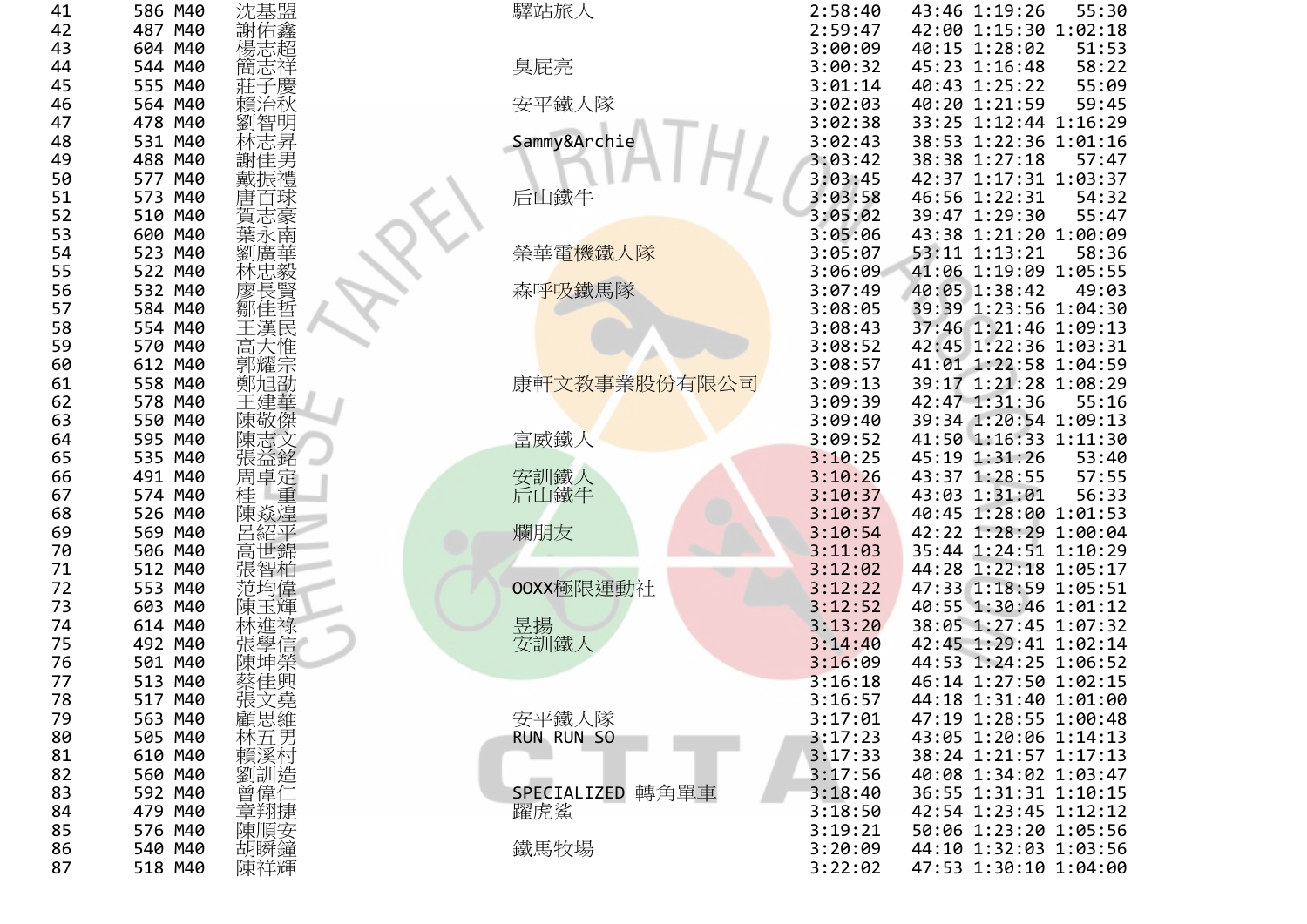| | | | | | | | | |
|---|---|---|---|---|---|---|---|---|
| 41 | 586 | M40 | 沈基盟 | 驛站旅人 | 2:58:40 | 43:46 | 1:19:26 | 55:30 |
| 42 | 487 | M40 | 謝佑鑫 | | 2:59:47 | 42:00 | 1:15:30 | 1:02:18 |
| 43 | 604 | M40 | 楊志超 | | 3:00:09 | 40:15 | 1:28:02 | 51:53 |
| 44 | 544 | M40 | 簡志祥 | 臭屁亮 | 3:00:32 | 45:23 | 1:16:48 | 58:22 |
| 45 | 555 | M40 | 莊子慶 | | 3:01:14 | 40:43 | 1:25:22 | 55:09 |
| 46 | 564 | M40 | 賴治秋 | 安平鐵人隊 | 3:02:03 | 40:20 | 1:21:59 | 59:45 |
| 47 | 478 | M40 | 劉智明 | | 3:02:38 | 33:25 | 1:12:44 | 1:16:29 |
| 48 | 531 | M40 | 林志昇 | Sammy&Archie | 3:02:43 | 38:53 | 1:22:36 | 1:01:16 |
| 49 | 488 | M40 | 謝佳男 | | 3:03:42 | 38:38 | 1:27:18 | 57:47 |
| 50 | 577 | M40 | 戴振禮 | | 3:03:45 | 42:37 | 1:17:31 | 1:03:37 |
| 51 | 573 | M40 | 唐百球 | 后山鐵牛 | 3:03:58 | 46:56 | 1:22:31 | 54:32 |
| 52 | 510 | M40 | 賀志豪 | | 3:05:02 | 39:47 | 1:29:30 | 55:47 |
| 53 | 600 | M40 | 葉永南 | | 3:05:06 | 43:38 | 1:21:20 | 1:00:09 |
| 54 | 523 | M40 | 劉廣華 | 榮華電機鐵人隊 | 3:05:07 | 53:11 | 1:13:21 | 58:36 |
| 55 | 522 | M40 | 林忠毅 | | 3:06:09 | 41:06 | 1:19:09 | 1:05:55 |
| 56 | 532 | M40 | 廖長賢 | 森呼吸鐵馬隊 | 3:07:49 | 40:05 | 1:38:42 | 49:03 |
| 57 | 584 | M40 | 鄒佳哲 | | 3:08:05 | 39:39 | 1:23:56 | 1:04:30 |
| 58 | 554 | M40 | 王漢民 | | 3:08:43 | 37:46 | 1:21:46 | 1:09:13 |
| 59 | 570 | M40 | 高大惟 | | 3:08:52 | 42:45 | 1:22:36 | 1:03:31 |
| 60 | 612 | M40 | 郭耀宗 | | 3:08:57 | 41:01 | 1:22:58 | 1:04:59 |
| 61 | 558 | M40 | 鄭旭劭 | 康軒文教事業股份有限公司 | 3:09:13 | 39:17 | 1:21:28 | 1:08:29 |
| 62 | 578 | M40 | 王建華 | | 3:09:39 | 42:47 | 1:31:36 | 55:16 |
| 63 | 550 | M40 | 陳敬傑 | | 3:09:40 | 39:34 | 1:20:54 | 1:09:13 |
| 64 | 595 | M40 | 陳志文 | 富威鐵人 | 3:09:52 | 41:50 | 1:16:33 | 1:11:30 |
| 65 | 535 | M40 | 張益銘 | | 3:10:25 | 45:19 | 1:31:26 | 53:40 |
| 66 | 491 | M40 | 周卓定 | 安訓鐵人 | 3:10:26 | 43:37 | 1:28:55 | 57:55 |
| 67 | 574 | M40 | 桂　重 | 后山鐵牛 | 3:10:37 | 43:03 | 1:31:01 | 56:33 |
| 68 | 526 | M40 | 陳焱煌 | | 3:10:37 | 40:45 | 1:28:00 | 1:01:53 |
| 69 | 569 | M40 | 呂紹平 | 爛朋友 | 3:10:54 | 42:22 | 1:28:29 | 1:00:04 |
| 70 | 506 | M40 | 高世錦 | | 3:11:03 | 35:44 | 1:24:51 | 1:10:29 |
| 71 | 512 | M40 | 張智柏 | | 3:12:02 | 44:28 | 1:22:18 | 1:05:17 |
| 72 | 553 | M40 | 范均偉 | OOXX極限運動社 | 3:12:22 | 47:33 | 1:18:59 | 1:05:51 |
| 73 | 603 | M40 | 陳玉輝 | | 3:12:52 | 40:55 | 1:30:46 | 1:01:12 |
| 74 | 614 | M40 | 林進祿 | 昱揚 | 3:13:20 | 38:05 | 1:27:45 | 1:07:32 |
| 75 | 492 | M40 | 張學信 | 安訓鐵人 | 3:14:40 | 42:45 | 1:29:41 | 1:02:14 |
| 76 | 501 | M40 | 陳坤榮 | | 3:16:09 | 44:53 | 1:24:25 | 1:06:52 |
| 77 | 513 | M40 | 蔡佳興 | | 3:16:18 | 46:14 | 1:27:50 | 1:02:15 |
| 78 | 517 | M40 | 張文堯 | | 3:16:57 | 44:18 | 1:31:40 | 1:01:00 |
| 79 | 563 | M40 | 顧思維 | 安平鐵人隊 | 3:17:01 | 47:19 | 1:28:55 | 1:00:48 |
| 80 | 505 | M40 | 林五男 | RUN RUN SO | 3:17:23 | 43:05 | 1:20:06 | 1:14:13 |
| 81 | 610 | M40 | 賴溪村 | | 3:17:33 | 38:24 | 1:21:57 | 1:17:13 |
| 82 | 560 | M40 | 劉訓造 | | 3:17:56 | 40:08 | 1:34:02 | 1:03:47 |
| 83 | 592 | M40 | 曾偉仁 | SPECIALIZED 轉角單車 | 3:18:40 | 36:55 | 1:31:31 | 1:10:15 |
| 84 | 479 | M40 | 章翔捷 | 躍虎鯊 | 3:18:50 | 42:54 | 1:23:45 | 1:12:12 |
| 85 | 576 | M40 | 陳順安 | | 3:19:21 | 50:06 | 1:23:20 | 1:05:56 |
| 86 | 540 | M40 | 胡瞬鏞 | 鐵馬牧場 | 3:20:09 | 44:10 | 1:32:03 | 1:03:56 |
| 87 | 518 | M40 | 陳祥輝 | | 3:22:02 | 47:53 | 1:30:10 | 1:04:00 |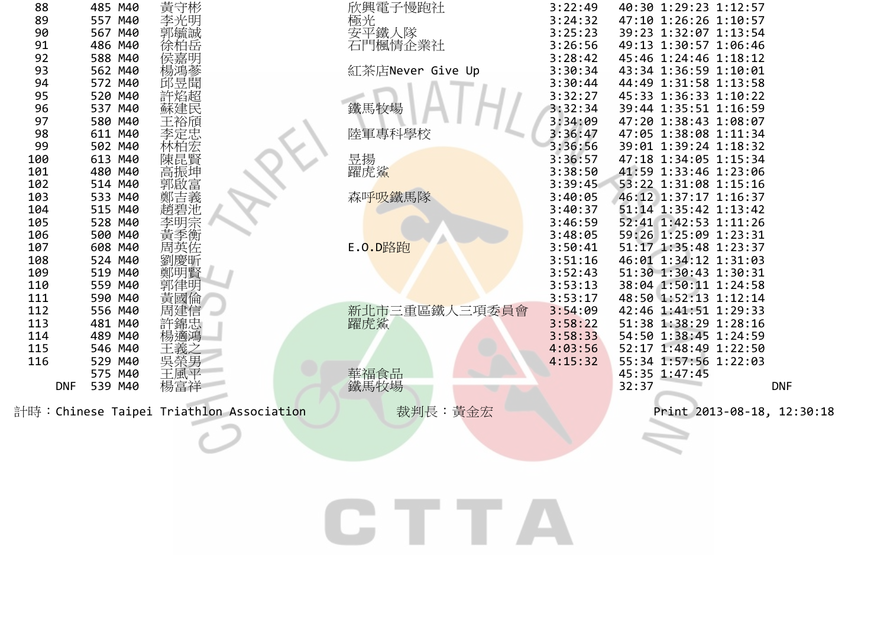| | | | | | | | | |
|---|---|---|---|---|---|---|---|---|
| 88 | 485 | M40 | 黃守彬 | 欣興電子慢跑社 | 3:22:49 | 40:30 | 1:29:23 | 1:12:57 |
| 89 | 557 | M40 | 李光明 | 極光 | 3:24:32 | 47:10 | 1:26:26 | 1:10:57 |
| 90 | 567 | M40 | 郭毓誠 | 安平鐵人隊 | 3:25:23 | 39:23 | 1:32:07 | 1:13:54 |
| 91 | 486 | M40 | 徐柏岳 | 石門楓情企業社 | 3:26:56 | 49:13 | 1:30:57 | 1:06:46 |
| 92 | 588 | M40 | 侯嘉明 | | 3:28:42 | 45:46 | 1:24:46 | 1:18:12 |
| 93 | 562 | M40 | 楊鴻蔘 | 紅茶店Never Give Up | 3:30:34 | 43:34 | 1:36:59 | 1:10:01 |
| 94 | 572 | M40 | 邱昱閩 | | 3:30:44 | 44:49 | 1:31:58 | 1:13:58 |
| 95 | 520 | M40 | 許焰超 | | 3:32:27 | 45:33 | 1:36:33 | 1:10:22 |
| 96 | 537 | M40 | 蘇建民 | 鐵馬牧場 | 3:32:34 | 39:44 | 1:35:51 | 1:16:59 |
| 97 | 580 | M40 | 王裕頎 | | 3:34:09 | 47:20 | 1:38:43 | 1:08:07 |
| 98 | 611 | M40 | 李定忠 | 陸軍專科學校 | 3:36:47 | 47:05 | 1:38:08 | 1:11:34 |
| 99 | 502 | M40 | 林柏宏 | | 3:36:56 | 39:01 | 1:39:24 | 1:18:32 |
| 100 | 613 | M40 | 陳昆賢 | 昱揚 | 3:36:57 | 47:18 | 1:34:05 | 1:15:34 |
| 101 | 480 | M40 | 高振坤 | 躍虎鯊 | 3:38:50 | 41:59 | 1:33:46 | 1:23:06 |
| 102 | 514 | M40 | 郭啟富 | | 3:39:45 | 53:22 | 1:31:08 | 1:15:16 |
| 103 | 533 | M40 | 鄭吉義 | 森呼吸鐵馬隊 | 3:40:05 | 46:12 | 1:37:17 | 1:16:37 |
| 104 | 515 | M40 | 趙碧池 | | 3:40:37 | 51:14 | 1:35:42 | 1:13:42 |
| 105 | 528 | M40 | 李明宗 | | 3:46:59 | 52:41 | 1:42:53 | 1:11:26 |
| 106 | 500 | M40 | 黃季衡 | | 3:48:05 | 59:26 | 1:25:09 | 1:23:31 |
| 107 | 608 | M40 | 周英佐 | E.O.D路跑 | 3:50:41 | 51:17 | 1:35:48 | 1:23:37 |
| 108 | 524 | M40 | 劉慶昕 | | 3:51:16 | 46:01 | 1:34:12 | 1:31:03 |
| 109 | 519 | M40 | 鄭明賢 | | 3:52:43 | 51:30 | 1:30:43 | 1:30:31 |
| 110 | 559 | M40 | 郭律明 | | 3:53:13 | 38:04 | 1:50:11 | 1:24:58 |
| 111 | 590 | M40 | 黃國倫 | | 3:53:17 | 48:50 | 1:52:13 | 1:12:14 |
| 112 | 556 | M40 | 周建信 | 新北市三重區鐵人三項委員會 | 3:54:09 | 42:46 | 1:41:51 | 1:29:33 |
| 113 | 481 | M40 | 許錦忠 | 躍虎鯊 | 3:58:22 | 51:38 | 1:38:29 | 1:28:16 |
| 114 | 489 | M40 | 楊適鴻 | | 3:58:33 | 54:50 | 1:38:45 | 1:24:59 |
| 115 | 546 | M40 | 王義之 | | 4:03:56 | 52:17 | 1:48:49 | 1:22:50 |
| 116 | 529 | M40 | 吳榮男 | | 4:15:32 | 55:34 | 1:57:56 | 1:22:03 |
| | 575 | M40 | 王風平 | 華福食品 | | 45:35 | 1:47:45 | |
| DNF | 539 | M40 | 楊富祥 | 鐵馬牧場 | | 32:37 | | DNF |

計時：Chinese Taipei Triathlon Association　　裁判長：黃金宏　　Print 2013-08-18, 12:30:18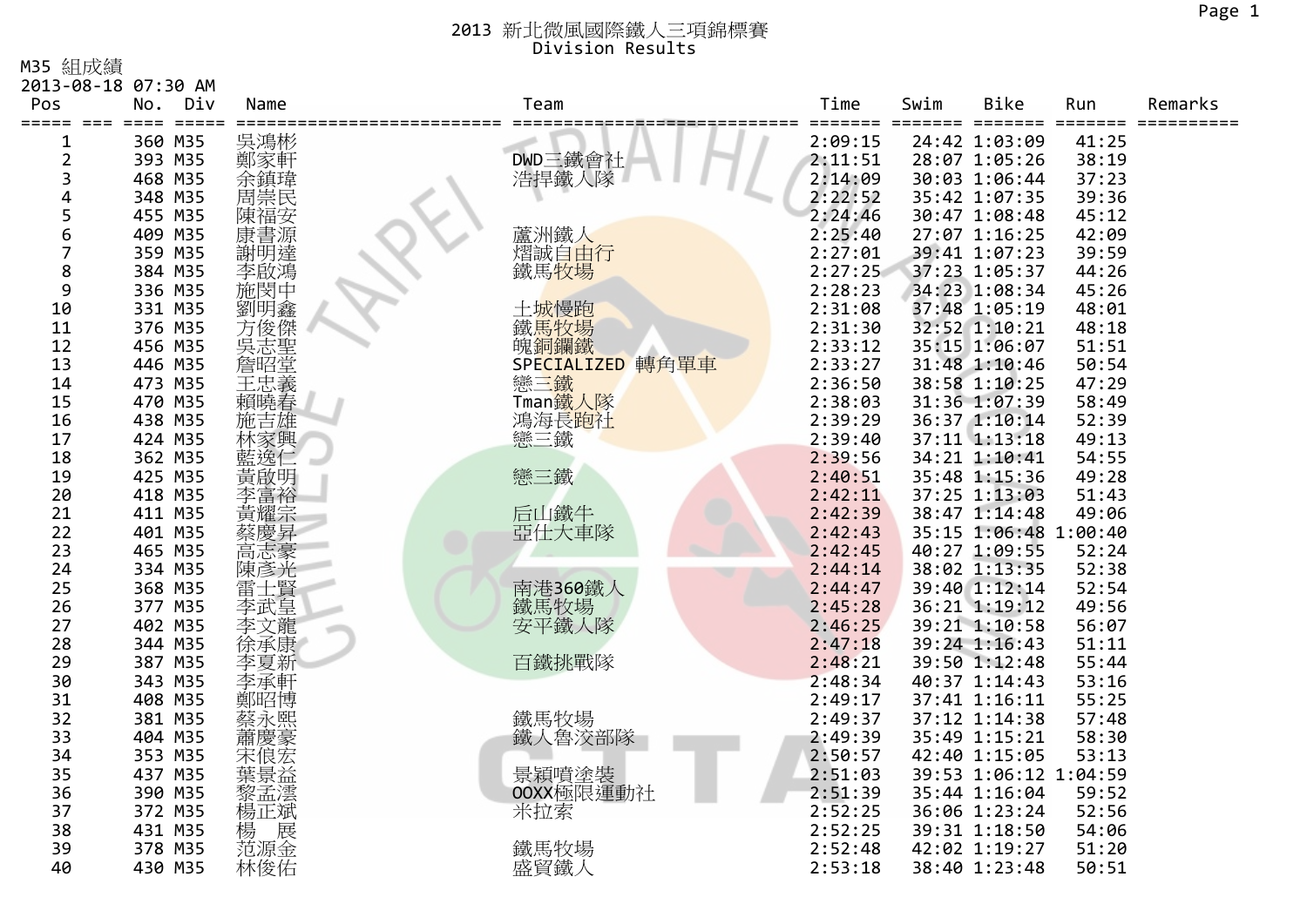# 2013 新北微風國際鐵人三項錦標賽
## Division Results

M35 組成績
2013-08-18 07:30 AM

| Pos | No. | Div | Name | Team | Time | Swim | Bike | Run | Remarks |
|---|---|---|---|---|---|---|---|---|---|
| 1 | 360 | M35 | 吳鴻彬 | | 2:09:15 | 24:42 | 1:03:09 | 41:25 | |
| 2 | 393 | M35 | 鄭家軒 | DWD三鐵會社 | 2:11:51 | 28:07 | 1:05:26 | 38:19 | |
| 3 | 468 | M35 | 余鎮瑋 | 浩捍鐵人隊 | 2:14:09 | 30:03 | 1:06:44 | 37:23 | |
| 4 | 348 | M35 | 周崇民 | | 2:22:52 | 35:42 | 1:07:35 | 39:36 | |
| 5 | 455 | M35 | 陳福安 | | 2:24:46 | 30:47 | 1:08:48 | 45:12 | |
| 6 | 409 | M35 | 康書源 | 蘆洲鐵人 | 2:25:40 | 27:07 | 1:16:25 | 42:09 | |
| 7 | 359 | M35 | 謝明達 | 熠誠自由行 | 2:27:01 | 39:41 | 1:07:23 | 39:59 | |
| 8 | 384 | M35 | 李啟鴻 | 鐵馬牧場 | 2:27:25 | 37:23 | 1:05:37 | 44:26 | |
| 9 | 336 | M35 | 施閔中 | | 2:28:23 | 34:23 | 1:08:34 | 45:26 | |
| 10 | 331 | M35 | 劉明鑫 | 土城慢跑 | 2:31:08 | 37:48 | 1:05:19 | 48:01 | |
| 11 | 376 | M35 | 方俊傑 | 鐵馬牧場 | 2:31:30 | 32:52 | 1:10:21 | 48:18 | |
| 12 | 456 | M35 | 吳志聖 | 魄銅鑭鐵 | 2:33:12 | 35:15 | 1:06:07 | 51:51 | |
| 13 | 446 | M35 | 詹昭堂 | SPECIALIZED 轉角單車 | 2:33:27 | 31:48 | 1:10:46 | 50:54 | |
| 14 | 473 | M35 | 王忠義 | 戀三鐵 | 2:36:50 | 38:58 | 1:10:25 | 47:29 | |
| 15 | 470 | M35 | 賴曉春 | Tman鐵人隊 | 2:38:03 | 31:36 | 1:07:39 | 58:49 | |
| 16 | 438 | M35 | 施吉雄 | 鴻海長跑社 | 2:39:29 | 36:37 | 1:10:14 | 52:39 | |
| 17 | 424 | M35 | 林家興 | 戀三鐵 | 2:39:40 | 37:11 | 1:13:18 | 49:13 | |
| 18 | 362 | M35 | 藍逸仁 | | 2:39:56 | 34:21 | 1:10:41 | 54:55 | |
| 19 | 425 | M35 | 黃啟明 | 戀三鐵 | 2:40:51 | 35:48 | 1:15:36 | 49:28 | |
| 20 | 418 | M35 | 李富裕 | | 2:42:11 | 37:25 | 1:13:03 | 51:43 | |
| 21 | 411 | M35 | 黃耀宗 | 后山鐵牛 | 2:42:39 | 38:47 | 1:14:48 | 49:06 | |
| 22 | 401 | M35 | 蔡慶昇 | 亞仕大車隊 | 2:42:43 | 35:15 | 1:06:48 | 1:00:40 | |
| 23 | 465 | M35 | 高志豪 | | 2:42:45 | 40:27 | 1:09:55 | 52:24 | |
| 24 | 334 | M35 | 陳彥光 | | 2:44:14 | 38:02 | 1:13:35 | 52:38 | |
| 25 | 368 | M35 | 雷士賢 | 南港360鐵人 | 2:44:47 | 39:40 | 1:12:14 | 52:54 | |
| 26 | 377 | M35 | 李武皇 | 鐵馬牧場 | 2:45:28 | 36:21 | 1:19:12 | 49:56 | |
| 27 | 402 | M35 | 李文龍 | 安平鐵人隊 | 2:46:25 | 39:21 | 1:10:58 | 56:07 | |
| 28 | 344 | M35 | 徐承康 | | 2:47:18 | 39:24 | 1:16:43 | 51:11 | |
| 29 | 387 | M35 | 李夏新 | 百鐵挑戰隊 | 2:48:21 | 39:50 | 1:12:48 | 55:44 | |
| 30 | 343 | M35 | 李承軒 | | 2:48:34 | 40:37 | 1:14:43 | 53:16 | |
| 31 | 408 | M35 | 鄭昭博 | | 2:49:17 | 37:41 | 1:16:11 | 55:25 | |
| 32 | 381 | M35 | 蔡永熙 | 鐵馬牧場 | 2:49:37 | 37:12 | 1:14:38 | 57:48 | |
| 33 | 404 | M35 | 蕭慶豪 | 鐵人魯汶部隊 | 2:49:39 | 35:49 | 1:15:21 | 58:30 | |
| 34 | 353 | M35 | 宋俍宏 | | 2:50:57 | 42:40 | 1:15:05 | 53:13 | |
| 35 | 437 | M35 | 葉景益 | 景穎噴塗裝 | 2:51:03 | 39:53 | 1:06:12 | 1:04:59 | |
| 36 | 390 | M35 | 黎孟澐 | OOXX極限運動社 | 2:51:39 | 35:44 | 1:16:04 | 59:52 | |
| 37 | 372 | M35 | 楊正斌 | 米拉索 | 2:52:25 | 36:06 | 1:23:24 | 52:56 | |
| 38 | 431 | M35 | 楊 展 | | 2:52:25 | 39:31 | 1:18:50 | 54:06 | |
| 39 | 378 | M35 | 范源金 | 鐵馬牧場 | 2:52:48 | 42:02 | 1:19:27 | 51:20 | |
| 40 | 430 | M35 | 林俊佑 | 盛貿鐵人 | 2:53:18 | 38:40 | 1:23:48 | 50:51 | |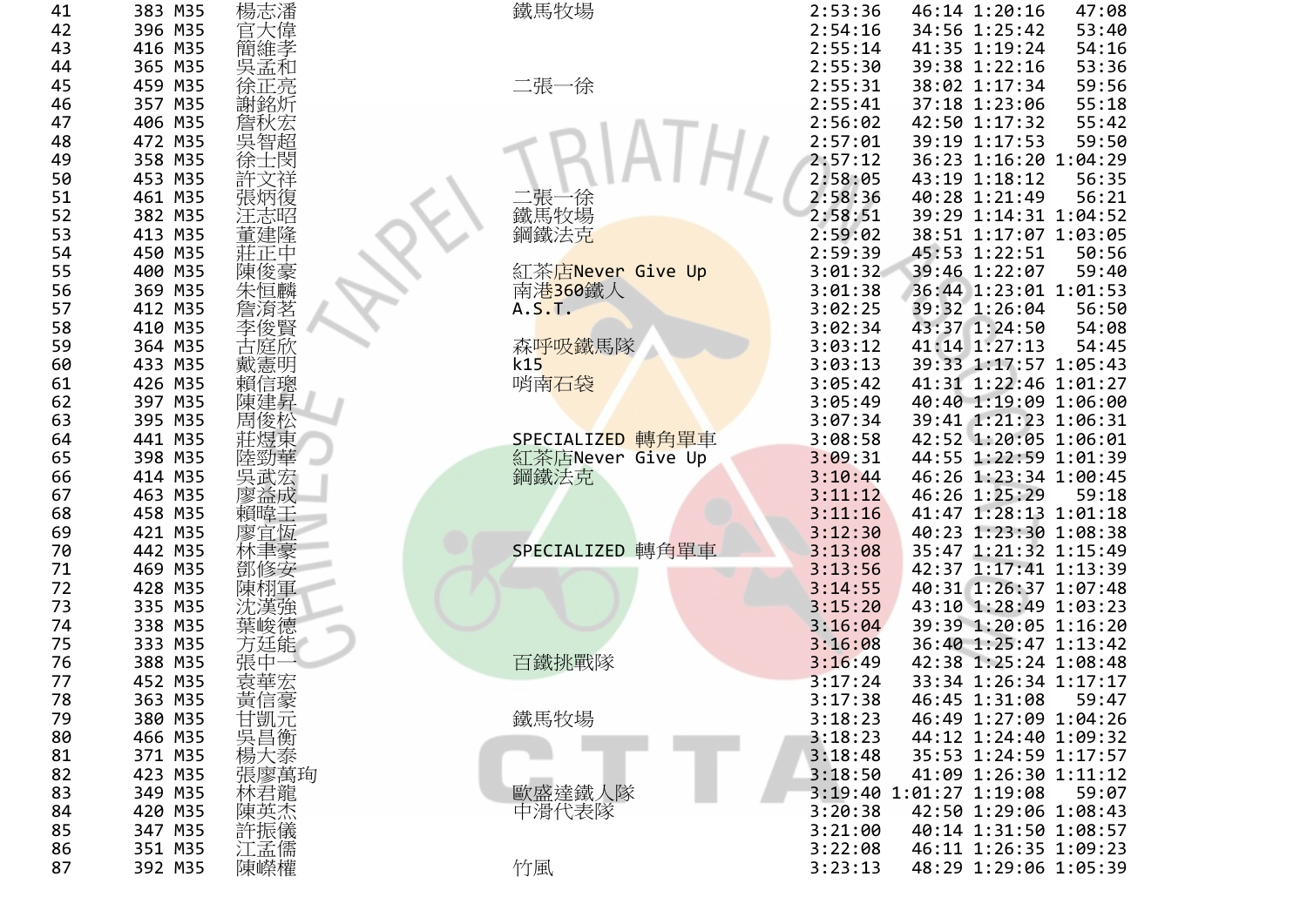| | | | | | | | | |
|---|---|---|---|---|---|---|---|---|
| 41 | 383 | M35 | 楊志潘 | 鐵馬牧場 | 2:53:36 | 46:14 | 1:20:16 | 47:08 |
| 42 | 396 | M35 | 官大偉 | | 2:54:16 | 34:56 | 1:25:42 | 53:40 |
| 43 | 416 | M35 | 簡維孝 | | 2:55:14 | 41:35 | 1:19:24 | 54:16 |
| 44 | 365 | M35 | 吳孟和 | | 2:55:30 | 39:38 | 1:22:16 | 53:36 |
| 45 | 459 | M35 | 徐正亮 | 二張一徐 | 2:55:31 | 38:02 | 1:17:34 | 59:56 |
| 46 | 357 | M35 | 謝銘炘 | | 2:55:41 | 37:18 | 1:23:06 | 55:18 |
| 47 | 406 | M35 | 詹秋宏 | | 2:56:02 | 42:50 | 1:17:32 | 55:42 |
| 48 | 472 | M35 | 吳智超 | | 2:57:01 | 39:19 | 1:17:53 | 59:50 |
| 49 | 358 | M35 | 徐士閔 | | 2:57:12 | 36:23 | 1:16:20 | 1:04:29 |
| 50 | 453 | M35 | 許文祥 | | 2:58:05 | 43:19 | 1:18:12 | 56:35 |
| 51 | 461 | M35 | 張炳復 | 二張一徐 | 2:58:36 | 40:28 | 1:21:49 | 56:21 |
| 52 | 382 | M35 | 汪志昭 | 鐵馬牧場 | 2:58:51 | 39:29 | 1:14:31 | 1:04:52 |
| 53 | 413 | M35 | 董建隆 | 鋼鐵法克 | 2:59:02 | 38:51 | 1:17:07 | 1:03:05 |
| 54 | 450 | M35 | 莊正中 | | 2:59:39 | 45:53 | 1:22:51 | 50:56 |
| 55 | 400 | M35 | 陳俊豪 | 紅茶店Never Give Up | 3:01:32 | 39:46 | 1:22:07 | 59:40 |
| 56 | 369 | M35 | 朱恒麟 | 南港360鐵人 | 3:01:38 | 36:44 | 1:23:01 | 1:01:53 |
| 57 | 412 | M35 | 詹淯茗 | A.S.T. | 3:02:25 | 39:32 | 1:26:04 | 56:50 |
| 58 | 410 | M35 | 李俊賢 | | 3:02:34 | 43:37 | 1:24:50 | 54:08 |
| 59 | 364 | M35 | 古庭欣 | 森呼吸鐵馬隊 | 3:03:12 | 41:14 | 1:27:13 | 54:45 |
| 60 | 433 | M35 | 戴憲明 | k15 | 3:03:13 | 39:33 | 1:17:57 | 1:05:43 |
| 61 | 426 | M35 | 賴信璁 | 哨南石袋 | 3:05:42 | 41:31 | 1:22:46 | 1:01:27 |
| 62 | 397 | M35 | 陳建昇 | | 3:05:49 | 40:40 | 1:19:09 | 1:06:00 |
| 63 | 395 | M35 | 周俊松 | | 3:07:34 | 39:41 | 1:21:23 | 1:06:31 |
| 64 | 441 | M35 | 莊煜東 | SPECIALIZED 轉角單車 | 3:08:58 | 42:52 | 1:20:05 | 1:06:01 |
| 65 | 398 | M35 | 陸勁華 | 紅茶店Never Give Up | 3:09:31 | 44:55 | 1:22:59 | 1:01:39 |
| 66 | 414 | M35 | 吳武宏 | 鋼鐵法克 | 3:10:44 | 46:26 | 1:23:34 | 1:00:45 |
| 67 | 463 | M35 | 廖益成 | | 3:11:12 | 46:26 | 1:25:29 | 59:18 |
| 68 | 458 | M35 | 賴暐王 | | 3:11:16 | 41:47 | 1:28:13 | 1:01:18 |
| 69 | 421 | M35 | 廖宜恆 | | 3:12:30 | 40:23 | 1:23:30 | 1:08:38 |
| 70 | 442 | M35 | 林聿豪 | SPECIALIZED 轉角單車 | 3:13:08 | 35:47 | 1:21:32 | 1:15:49 |
| 71 | 469 | M35 | 鄧修安 | | 3:13:56 | 42:37 | 1:17:41 | 1:13:39 |
| 72 | 428 | M35 | 陳栩軍 | | 3:14:55 | 40:31 | 1:26:37 | 1:07:48 |
| 73 | 335 | M35 | 沈漢強 | | 3:15:20 | 43:10 | 1:28:49 | 1:03:23 |
| 74 | 338 | M35 | 葉峻德 | | 3:16:04 | 39:39 | 1:20:05 | 1:16:20 |
| 75 | 333 | M35 | 方廷能 | | 3:16:08 | 36:40 | 1:25:47 | 1:13:42 |
| 76 | 388 | M35 | 張中一 | 百鐵挑戰隊 | 3:16:49 | 42:38 | 1:25:24 | 1:08:48 |
| 77 | 452 | M35 | 袁華宏 | | 3:17:24 | 33:34 | 1:26:34 | 1:17:17 |
| 78 | 363 | M35 | 黃信豪 | | 3:17:38 | 46:45 | 1:31:08 | 59:47 |
| 79 | 380 | M35 | 甘凱元 | 鐵馬牧場 | 3:18:23 | 46:49 | 1:27:09 | 1:04:26 |
| 80 | 466 | M35 | 吳昌衡 | | 3:18:23 | 44:12 | 1:24:40 | 1:09:32 |
| 81 | 371 | M35 | 楊大泰 | | 3:18:48 | 35:53 | 1:24:59 | 1:17:57 |
| 82 | 423 | M35 | 張廖萬珣 | | 3:18:50 | 41:09 | 1:26:30 | 1:11:12 |
| 83 | 349 | M35 | 林君龍 | 歐盛達鐵人隊 | 3:19:40 | 1:01:27 | 1:19:08 | 59:07 |
| 84 | 420 | M35 | 陳英杰 | 中滑代表隊 | 3:20:38 | 42:50 | 1:29:06 | 1:08:43 |
| 85 | 347 | M35 | 許振儀 | | 3:21:00 | 40:14 | 1:31:50 | 1:08:57 |
| 86 | 351 | M35 | 江孟儒 | | 3:22:08 | 46:11 | 1:26:35 | 1:09:23 |
| 87 | 392 | M35 | 陳嶸權 | 竹風 | 3:23:13 | 48:29 | 1:29:06 | 1:05:39 |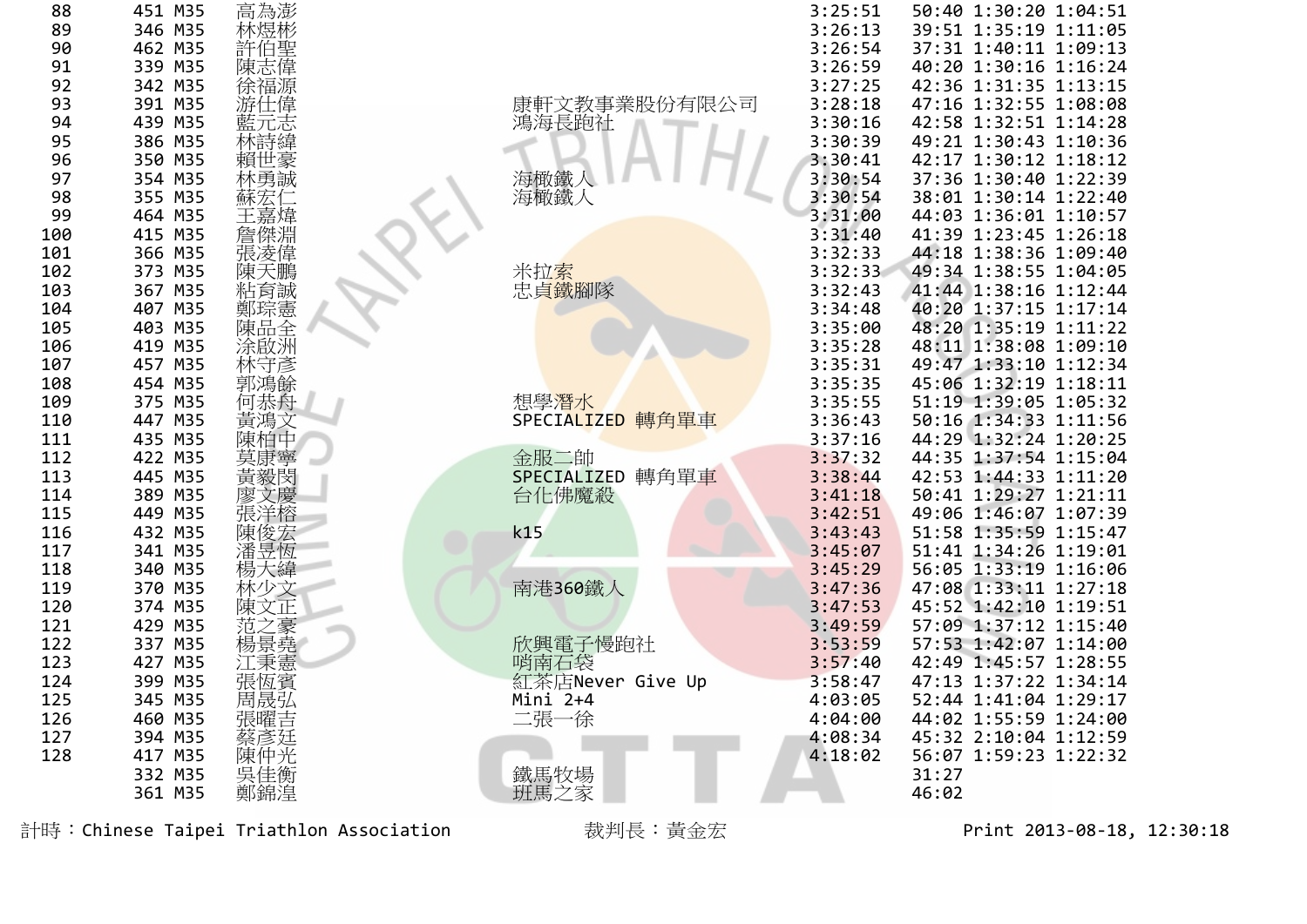| Rank | No. | Cat. | Name | Team | Total | Swim | Bike | Run |
|---|---|---|---|---|---|---|---|---|
| 88 | 451 | M35 | 高為澎 | | 3:25:51 | 50:40 | 1:30:20 | 1:04:51 |
| 89 | 346 | M35 | 林煜彬 | | 3:26:13 | 39:51 | 1:35:19 | 1:11:05 |
| 90 | 462 | M35 | 許伯聖 | | 3:26:54 | 37:31 | 1:40:11 | 1:09:13 |
| 91 | 339 | M35 | 陳志偉 | | 3:26:59 | 40:20 | 1:30:16 | 1:16:24 |
| 92 | 342 | M35 | 徐福源 | | 3:27:25 | 42:36 | 1:31:35 | 1:13:15 |
| 93 | 391 | M35 | 游仕偉 | 康軒文教事業股份有限公司 | 3:28:18 | 47:16 | 1:32:55 | 1:08:08 |
| 94 | 439 | M35 | 藍元志 | 鴻海長跑社 | 3:30:16 | 42:58 | 1:32:51 | 1:14:28 |
| 95 | 386 | M35 | 林詩緯 | | 3:30:39 | 49:21 | 1:30:43 | 1:10:36 |
| 96 | 350 | M35 | 賴世豪 | | 3:30:41 | 42:17 | 1:30:12 | 1:18:12 |
| 97 | 354 | M35 | 林勇誠 | 海楸鐵人 | 3:30:54 | 37:36 | 1:30:40 | 1:22:39 |
| 98 | 355 | M35 | 蘇宏仁 | 海楸鐵人 | 3:30:54 | 38:01 | 1:30:14 | 1:22:40 |
| 99 | 464 | M35 | 王嘉煒 | | 3:31:00 | 44:03 | 1:36:01 | 1:10:57 |
| 100 | 415 | M35 | 詹傑淵 | | 3:31:40 | 41:39 | 1:23:45 | 1:26:18 |
| 101 | 366 | M35 | 張凌偉 | | 3:32:33 | 44:18 | 1:38:36 | 1:09:40 |
| 102 | 373 | M35 | 陳天鵬 | 米拉索 | 3:32:33 | 49:34 | 1:38:55 | 1:04:05 |
| 103 | 367 | M35 | 粘育誠 | 忠貞鐵腳隊 | 3:32:43 | 41:44 | 1:38:16 | 1:12:44 |
| 104 | 407 | M35 | 鄭琮憲 | | 3:34:48 | 40:20 | 1:37:15 | 1:17:14 |
| 105 | 403 | M35 | 陳品全 | | 3:35:00 | 48:20 | 1:35:19 | 1:11:22 |
| 106 | 419 | M35 | 涂啟洲 | | 3:35:28 | 48:11 | 1:38:08 | 1:09:10 |
| 107 | 457 | M35 | 林守彥 | | 3:35:31 | 49:47 | 1:33:10 | 1:12:34 |
| 108 | 454 | M35 | 郭鴻餘 | | 3:35:35 | 45:06 | 1:32:19 | 1:18:11 |
| 109 | 375 | M35 | 何恭舟 | 想學潛水 | 3:35:55 | 51:19 | 1:39:05 | 1:05:32 |
| 110 | 447 | M35 | 黃鴻文 | SPECIALIZED 轉角單車 | 3:36:43 | 50:16 | 1:34:33 | 1:11:56 |
| 111 | 435 | M35 | 陳柏中 | | 3:37:16 | 44:29 | 1:32:24 | 1:20:25 |
| 112 | 422 | M35 | 莫康寧 | 金服二帥 | 3:37:32 | 44:35 | 1:37:54 | 1:15:04 |
| 113 | 445 | M35 | 黃毅閔 | SPECIALIZED 轉角單車 | 3:38:44 | 42:53 | 1:44:33 | 1:11:20 |
| 114 | 389 | M35 | 廖文慶 | 台化佛魔殺 | 3:41:18 | 50:41 | 1:29:27 | 1:21:11 |
| 115 | 449 | M35 | 張洋榕 | | 3:42:51 | 49:06 | 1:46:07 | 1:07:39 |
| 116 | 432 | M35 | 陳俊宏 | k15 | 3:43:43 | 51:58 | 1:35:59 | 1:15:47 |
| 117 | 341 | M35 | 潘昱恆 | | 3:45:07 | 51:41 | 1:34:26 | 1:19:01 |
| 118 | 340 | M35 | 楊大緯 | | 3:45:29 | 56:05 | 1:33:19 | 1:16:06 |
| 119 | 370 | M35 | 林少文 | 南港360鐵人 | 3:47:36 | 47:08 | 1:33:11 | 1:27:18 |
| 120 | 374 | M35 | 陳文正 | | 3:47:53 | 45:52 | 1:42:10 | 1:19:51 |
| 121 | 429 | M35 | 范之豪 | | 3:49:59 | 57:09 | 1:37:12 | 1:15:40 |
| 122 | 337 | M35 | 楊景堯 | 欣興電子慢跑社 | 3:53:59 | 57:53 | 1:42:07 | 1:14:00 |
| 123 | 427 | M35 | 江秉憲 | 哨南石袋 | 3:57:40 | 42:49 | 1:45:57 | 1:28:55 |
| 124 | 399 | M35 | 張恆賓 | 紅茶店Never Give Up | 3:58:47 | 47:13 | 1:37:22 | 1:34:14 |
| 125 | 345 | M35 | 周晟弘 | Mini 2+4 | 4:03:05 | 52:44 | 1:41:04 | 1:29:17 |
| 126 | 460 | M35 | 張曜吉 | 二張一徐 | 4:04:00 | 44:02 | 1:55:59 | 1:24:00 |
| 127 | 394 | M35 | 蔡彥廷 | | 4:08:34 | 45:32 | 2:10:04 | 1:12:59 |
| 128 | 417 | M35 | 陳仲光 | | 4:18:02 | 56:07 | 1:59:23 | 1:22:32 |
| | 332 | M35 | 吳佳衡 | 鐵馬牧場 | | 31:27 | | |
| | 361 | M35 | 鄭錦湟 | 班馬之家 | | 46:02 | | |

計時：Chinese Taipei Triathlon Association　　裁判長：黃金宏　　Print 2013-08-18, 12:30:18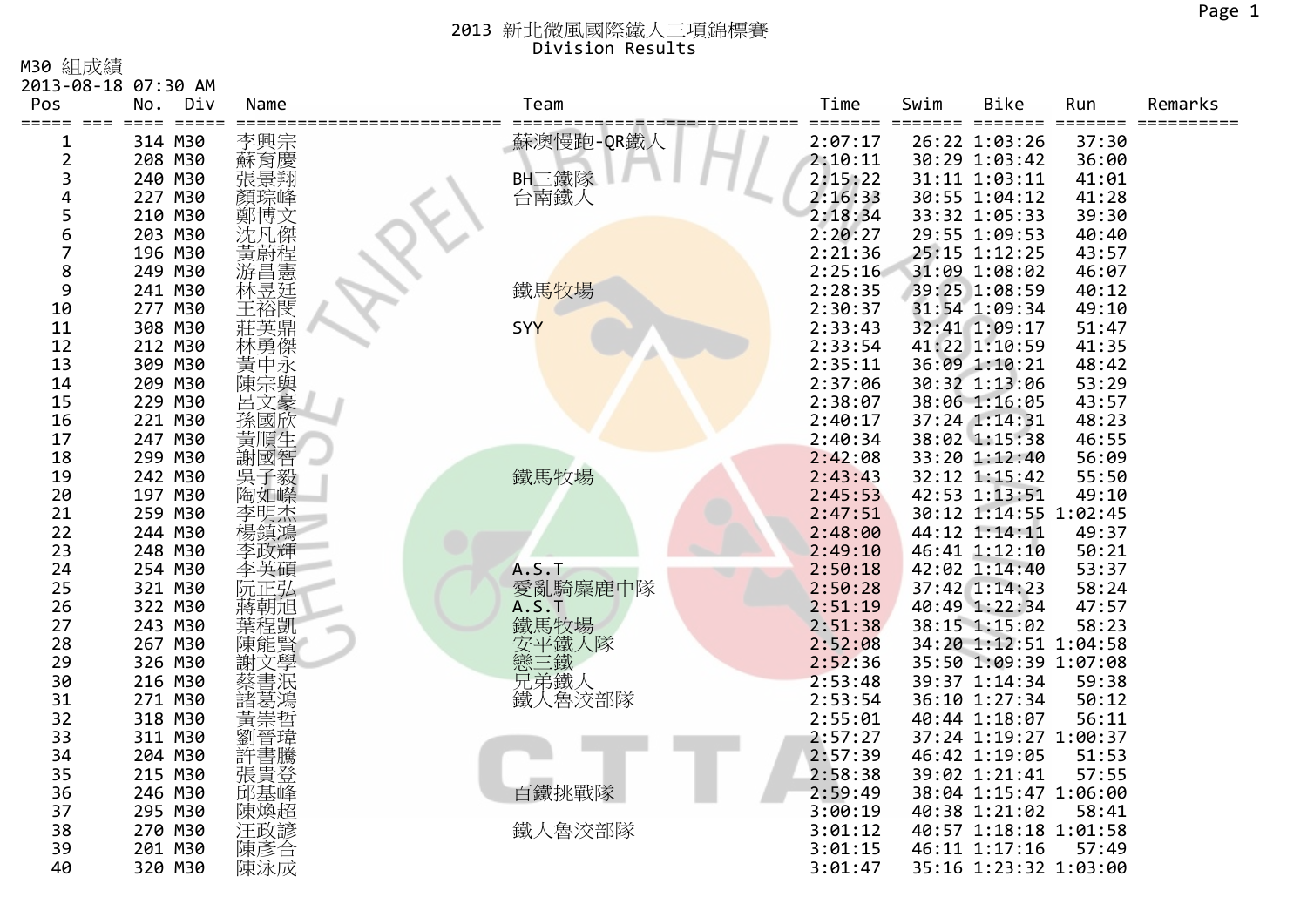2013 新北微風國際鐵人三項錦標賽
Division Results

M30 組成績
2013-08-18 07:30 AM

| Pos | No. | Div | Name | Team | Time | Swim | Bike | Run | Remarks |
|---|---|---|---|---|---|---|---|---|---|
| 1 | 314 | M30 | 李興宗 | 蘇澳慢跑-QR鐵人 | 2:07:17 | 26:22 | 1:03:26 | 37:30 | |
| 2 | 208 | M30 | 蘇育慶 | | 2:10:11 | 30:29 | 1:03:42 | 36:00 | |
| 3 | 240 | M30 | 張景翔 | BH三鐵隊 | 2:15:22 | 31:11 | 1:03:11 | 41:01 | |
| 4 | 227 | M30 | 顏琮峰 | 台南鐵人 | 2:16:33 | 30:55 | 1:04:12 | 41:28 | |
| 5 | 210 | M30 | 鄭博文 | | 2:18:34 | 33:32 | 1:05:33 | 39:30 | |
| 6 | 203 | M30 | 沈凡傑 | | 2:20:27 | 29:55 | 1:09:53 | 40:40 | |
| 7 | 196 | M30 | 黃蔚程 | | 2:21:36 | 25:15 | 1:12:25 | 43:57 | |
| 8 | 249 | M30 | 游昌憲 | | 2:25:16 | 31:09 | 1:08:02 | 46:07 | |
| 9 | 241 | M30 | 林昱廷 | 鐵馬牧場 | 2:28:35 | 39:25 | 1:08:59 | 40:12 | |
| 10 | 277 | M30 | 王裕閔 | | 2:30:37 | 31:54 | 1:09:34 | 49:10 | |
| 11 | 308 | M30 | 莊英鼎 | SYY | 2:33:43 | 32:41 | 1:09:17 | 51:47 | |
| 12 | 212 | M30 | 林勇傑 | | 2:33:54 | 41:22 | 1:10:59 | 41:35 | |
| 13 | 309 | M30 | 黃中永 | | 2:35:11 | 36:09 | 1:10:21 | 48:42 | |
| 14 | 209 | M30 | 陳宗與 | | 2:37:06 | 30:32 | 1:13:06 | 53:29 | |
| 15 | 229 | M30 | 呂文豪 | | 2:38:07 | 38:06 | 1:16:05 | 43:57 | |
| 16 | 221 | M30 | 孫國欣 | | 2:40:17 | 37:24 | 1:14:31 | 48:23 | |
| 17 | 247 | M30 | 黃順生 | | 2:40:34 | 38:02 | 1:15:38 | 46:55 | |
| 18 | 299 | M30 | 謝國智 | | 2:42:08 | 33:20 | 1:12:40 | 56:09 | |
| 19 | 242 | M30 | 吳子毅 | 鐵馬牧場 | 2:43:43 | 32:12 | 1:15:42 | 55:50 | |
| 20 | 197 | M30 | 陶如嶸 | | 2:45:53 | 42:53 | 1:13:51 | 49:10 | |
| 21 | 259 | M30 | 李明杰 | | 2:47:51 | 30:12 | 1:14:55 | 1:02:45 | |
| 22 | 244 | M30 | 楊鎮鴻 | | 2:48:00 | 44:12 | 1:14:11 | 49:37 | |
| 23 | 248 | M30 | 李政輝 | | 2:49:10 | 46:41 | 1:12:10 | 50:21 | |
| 24 | 254 | M30 | 李英碩 | A.S.T | 2:50:18 | 42:02 | 1:14:40 | 53:37 | |
| 25 | 321 | M30 | 阮正弘 | 愛亂騎麋鹿中隊 | 2:50:28 | 37:42 | 1:14:23 | 58:24 | |
| 26 | 322 | M30 | 蔣朝旭 | A.S.T | 2:51:19 | 40:49 | 1:22:34 | 47:57 | |
| 27 | 243 | M30 | 葉程凱 | 鐵馬牧場 | 2:51:38 | 38:15 | 1:15:02 | 58:23 | |
| 28 | 267 | M30 | 陳能賢 | 安平鐵人隊 | 2:52:08 | 34:20 | 1:12:51 | 1:04:58 | |
| 29 | 326 | M30 | 謝文學 | 戀三鐵 | 2:52:36 | 35:50 | 1:09:39 | 1:07:08 | |
| 30 | 216 | M30 | 蔡書泯 | 兄弟鐵人 | 2:53:48 | 39:37 | 1:14:34 | 59:38 | |
| 31 | 271 | M30 | 諸葛鴻 | 鐵人魯洨部隊 | 2:53:54 | 36:10 | 1:27:34 | 50:12 | |
| 32 | 318 | M30 | 黃崇哲 | | 2:55:01 | 40:44 | 1:18:07 | 56:11 | |
| 33 | 311 | M30 | 劉晉瑋 | | 2:57:27 | 37:24 | 1:19:27 | 1:00:37 | |
| 34 | 204 | M30 | 許書騰 | | 2:57:39 | 46:42 | 1:19:05 | 51:53 | |
| 35 | 215 | M30 | 張貴登 | | 2:58:38 | 39:02 | 1:21:41 | 57:55 | |
| 36 | 246 | M30 | 邱基峰 | 百鐵挑戰隊 | 2:59:49 | 38:04 | 1:15:47 | 1:06:00 | |
| 37 | 295 | M30 | 陳煥超 | | 3:00:19 | 40:38 | 1:21:02 | 58:41 | |
| 38 | 270 | M30 | 汪政諺 | 鐵人魯洨部隊 | 3:01:12 | 40:57 | 1:18:18 | 1:01:58 | |
| 39 | 201 | M30 | 陳彥合 | | 3:01:15 | 46:11 | 1:17:16 | 57:49 | |
| 40 | 320 | M30 | 陳泳成 | | 3:01:47 | 35:16 | 1:23:32 | 1:03:00 | |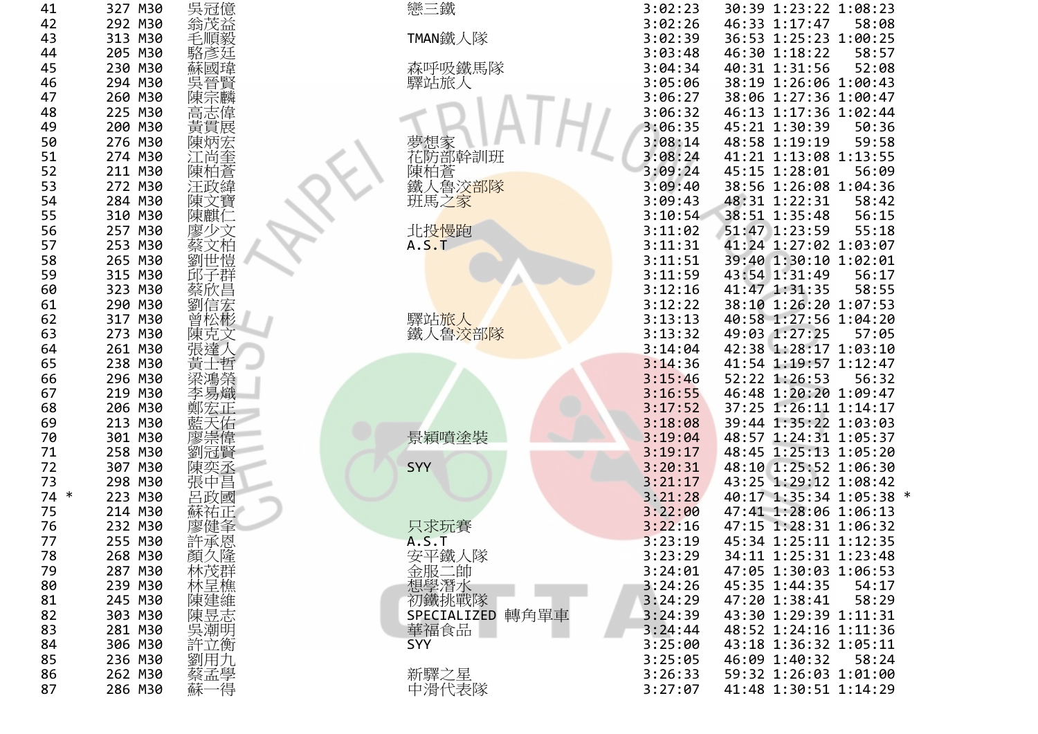| | | | | | | | | |
|---|---|---|---|---|---|---|---|---|
| 41 | 327 | M30 | 吳冠億 | 戀三鐵 | 3:02:23 | 30:39 | 1:23:22 | 1:08:23 |
| 42 | 292 | M30 | 翁茂益 | | 3:02:26 | 46:33 | 1:17:47 | 58:08 |
| 43 | 313 | M30 | 毛順毅 | TMAN鐵人隊 | 3:02:39 | 36:53 | 1:25:23 | 1:00:25 |
| 44 | 205 | M30 | 駱彥廷 | | 3:03:48 | 46:30 | 1:18:22 | 58:57 |
| 45 | 230 | M30 | 蘇國瑋 | 森呼吸鐵馬隊 | 3:04:34 | 40:31 | 1:31:56 | 52:08 |
| 46 | 294 | M30 | 吳晉賢 | 驛站旅人 | 3:05:06 | 38:19 | 1:26:06 | 1:00:43 |
| 47 | 260 | M30 | 陳宗麟 | | 3:06:27 | 38:06 | 1:27:36 | 1:00:47 |
| 48 | 225 | M30 | 高志偉 | | 3:06:32 | 46:13 | 1:17:36 | 1:02:44 |
| 49 | 200 | M30 | 黃貫展 | | 3:06:35 | 45:21 | 1:30:39 | 50:36 |
| 50 | 276 | M30 | 陳炳宏 | 夢想家 | 3:08:14 | 48:58 | 1:19:19 | 59:58 |
| 51 | 274 | M30 | 江尚奎 | 花防部幹訓班 | 3:08:24 | 41:21 | 1:13:08 | 1:13:55 |
| 52 | 211 | M30 | 陳柏蒼 | 陳柏蒼 | 3:09:24 | 45:15 | 1:28:01 | 56:09 |
| 53 | 272 | M30 | 汪政緯 | 鐵人魯洨部隊 | 3:09:40 | 38:56 | 1:26:08 | 1:04:36 |
| 54 | 284 | M30 | 陳文寶 | 班馬之家 | 3:09:43 | 48:31 | 1:22:31 | 58:42 |
| 55 | 310 | M30 | 陳麒仁 | | 3:10:54 | 38:51 | 1:35:48 | 56:15 |
| 56 | 257 | M30 | 廖少文 | 北投慢跑 | 3:11:02 | 51:47 | 1:23:59 | 55:18 |
| 57 | 253 | M30 | 蔡文柏 | A.S.T | 3:11:31 | 41:24 | 1:27:02 | 1:03:07 |
| 58 | 265 | M30 | 劉世愷 | | 3:11:51 | 39:40 | 1:30:10 | 1:02:01 |
| 59 | 315 | M30 | 邱子群 | | 3:11:59 | 43:54 | 1:31:49 | 56:17 |
| 60 | 323 | M30 | 蔡欣昌 | | 3:12:16 | 41:47 | 1:31:35 | 58:55 |
| 61 | 290 | M30 | 劉信宏 | | 3:12:22 | 38:10 | 1:26:20 | 1:07:53 |
| 62 | 317 | M30 | 曾松彬 | 驛站旅人 | 3:13:13 | 40:58 | 1:27:56 | 1:04:20 |
| 63 | 273 | M30 | 陳克文 | 鐵人魯洨部隊 | 3:13:32 | 49:03 | 1:27:25 | 57:05 |
| 64 | 261 | M30 | 張達人 | | 3:14:04 | 42:38 | 1:28:17 | 1:03:10 |
| 65 | 238 | M30 | 黃士哲 | | 3:14:36 | 41:54 | 1:19:57 | 1:12:47 |
| 66 | 296 | M30 | 梁鴻榮 | | 3:15:46 | 52:22 | 1:26:53 | 56:32 |
| 67 | 219 | M30 | 李易熾 | | 3:16:55 | 46:48 | 1:20:20 | 1:09:47 |
| 68 | 206 | M30 | 鄭宏正 | | 3:17:52 | 37:25 | 1:26:11 | 1:14:17 |
| 69 | 213 | M30 | 藍天佑 | | 3:18:08 | 39:44 | 1:35:22 | 1:03:03 |
| 70 | 301 | M30 | 廖崇偉 | 景穎噴塗裝 | 3:19:04 | 48:57 | 1:24:31 | 1:05:37 |
| 71 | 258 | M30 | 劉冠賢 | | 3:19:17 | 48:45 | 1:25:13 | 1:05:20 |
| 72 | 307 | M30 | 陳奕丞 | SYY | 3:20:31 | 48:10 | 1:25:52 | 1:06:30 |
| 73 | 298 | M30 | 張中昌 | | 3:21:17 | 43:25 | 1:29:12 | 1:08:42 |
| 74 * | 223 | M30 | 呂政國 | | 3:21:28 | 40:17 | 1:35:34 | 1:05:38 * |
| 75 | 214 | M30 | 蘇祐正 | | 3:22:00 | 47:41 | 1:28:06 | 1:06:13 |
| 76 | 232 | M30 | 廖健夆 | 只求玩賽 | 3:22:16 | 47:15 | 1:28:31 | 1:06:32 |
| 77 | 255 | M30 | 許承恩 | A.S.T | 3:23:19 | 45:34 | 1:25:11 | 1:12:35 |
| 78 | 268 | M30 | 顏久隆 | 安平鐵人隊 | 3:23:29 | 34:11 | 1:25:31 | 1:23:48 |
| 79 | 287 | M30 | 林茂群 | 金服二帥 | 3:24:01 | 47:05 | 1:30:03 | 1:06:53 |
| 80 | 239 | M30 | 林呈樵 | 想學潛水 | 3:24:26 | 45:35 | 1:44:35 | 54:17 |
| 81 | 245 | M30 | 陳建維 | 初鐵挑戰隊 | 3:24:29 | 47:20 | 1:38:41 | 58:29 |
| 82 | 303 | M30 | 陳昱志 | SPECIALIZED 轉角單車 | 3:24:39 | 43:30 | 1:29:39 | 1:11:31 |
| 83 | 281 | M30 | 吳潮明 | 華福食品 | 3:24:44 | 48:52 | 1:24:16 | 1:11:36 |
| 84 | 306 | M30 | 許立衡 | SYY | 3:25:00 | 43:18 | 1:36:32 | 1:05:11 |
| 85 | 236 | M30 | 劉用九 | | 3:25:05 | 46:09 | 1:40:32 | 58:24 |
| 86 | 262 | M30 | 蔡孟學 | 新驛之星 | 3:26:33 | 59:32 | 1:26:03 | 1:01:00 |
| 87 | 286 | M30 | 蘇一得 | 中滑代表隊 | 3:27:07 | 41:48 | 1:30:51 | 1:14:29 |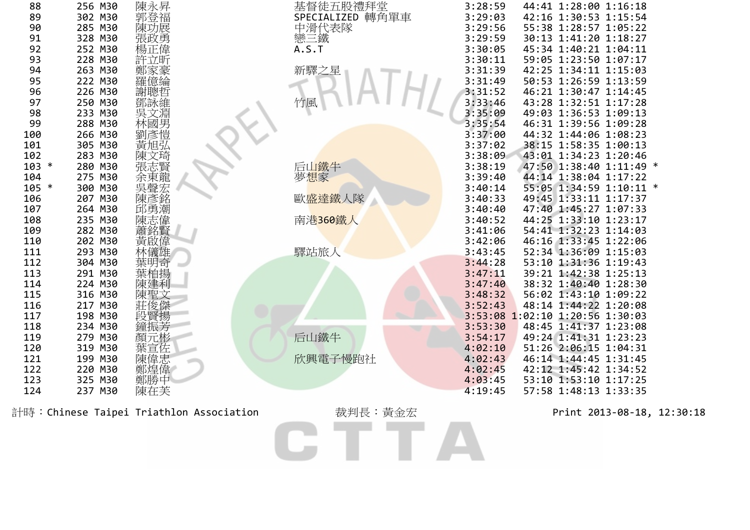| | | | | | | | | | |
|---|---|---|---|---|---|---|---|---|---|
| 88 | | 256 | M30 | 陳永昇 | 基督徒五股禮拜堂 | 3:28:59 | 44:41 | 1:28:00 | 1:16:18 |
| 89 | | 302 | M30 | 郭登福 | SPECIALIZED 轉角單車 | 3:29:03 | 42:16 | 1:30:53 | 1:15:54 |
| 90 | | 285 | M30 | 陳功展 | 中滑代表隊 | 3:29:56 | 55:38 | 1:28:57 | 1:05:22 |
| 91 | | 328 | M30 | 張政勇 | 戀三鐵 | 3:29:59 | 30:13 | 1:41:20 | 1:18:27 |
| 92 | | 252 | M30 | 楊正偉 | A.S.T | 3:30:05 | 45:34 | 1:40:21 | 1:04:11 |
| 93 | | 228 | M30 | 許立昕 | | 3:30:11 | 59:05 | 1:23:50 | 1:07:17 |
| 94 | | 263 | M30 | 鄭家豪 | 新驛之星 | 3:31:39 | 42:25 | 1:34:11 | 1:15:03 |
| 95 | | 222 | M30 | 羅億綸 | | 3:31:49 | 50:53 | 1:26:59 | 1:13:59 |
| 96 | | 226 | M30 | 謝聰哲 | | 3:31:52 | 46:21 | 1:30:47 | 1:14:45 |
| 97 | | 250 | M30 | 鄧詠維 | 竹風 | 3:33:46 | 43:28 | 1:32:51 | 1:17:28 |
| 98 | | 233 | M30 | 吳文淵 | | 3:35:09 | 49:03 | 1:36:53 | 1:09:13 |
| 99 | | 288 | M30 | 林國男 | | 3:35:54 | 46:31 | 1:39:56 | 1:09:28 |
| 100 | | 266 | M30 | 劉彥愷 | | 3:37:00 | 44:32 | 1:44:06 | 1:08:23 |
| 101 | | 305 | M30 | 黃旭弘 | | 3:37:02 | 38:15 | 1:58:35 | 1:00:13 |
| 102 | | 283 | M30 | 陳文琦 | | 3:38:09 | 43:01 | 1:34:23 | 1:20:46 |
| 103 | * | 280 | M30 | 張志賢 | 后山鐵牛 | 3:38:19 | 47:50 | 1:38:40 | 1:11:49 * |
| 104 | | 275 | M30 | 余東龍 | 夢想家 | 3:39:40 | 44:14 | 1:38:04 | 1:17:22 |
| 105 | * | 300 | M30 | 吳聲宏 | | 3:40:14 | 55:05 | 1:34:59 | 1:10:11 * |
| 106 | | 207 | M30 | 陳彥銘 | 歐盛達鐵人隊 | 3:40:33 | 49:45 | 1:33:11 | 1:17:37 |
| 107 | | 264 | M30 | 邱勇潮 | | 3:40:40 | 47:40 | 1:45:27 | 1:07:33 |
| 108 | | 235 | M30 | 陳志偉 | 南港360鐵人 | 3:40:52 | 44:25 | 1:33:10 | 1:23:17 |
| 109 | | 282 | M30 | 蕭銘賢 | | 3:41:06 | 54:41 | 1:32:23 | 1:14:03 |
| 110 | | 202 | M30 | 黃啟偉 | | 3:42:06 | 46:16 | 1:33:45 | 1:22:06 |
| 111 | | 293 | M30 | 林儀雄 | 驛站旅人 | 3:43:45 | 52:34 | 1:36:09 | 1:15:03 |
| 112 | | 304 | M30 | 葉明奇 | | 3:44:28 | 53:10 | 1:31:36 | 1:19:43 |
| 113 | | 291 | M30 | 葉柏揚 | | 3:47:11 | 39:21 | 1:42:38 | 1:25:13 |
| 114 | | 224 | M30 | 陳建利 | | 3:47:40 | 38:32 | 1:40:40 | 1:28:30 |
| 115 | | 316 | M30 | 陳聖文 | | 3:48:32 | 56:02 | 1:43:10 | 1:09:22 |
| 116 | | 217 | M30 | 莊俊傑 | | 3:52:43 | 48:14 | 1:44:22 | 1:20:08 |
| 117 | | 198 | M30 | 段賢揚 | | 3:53:08 | 1:02:10 | 1:20:56 | 1:30:03 |
| 118 | | 234 | M30 | 鐘振芳 | | 3:53:30 | 48:45 | 1:41:37 | 1:23:08 |
| 119 | | 279 | M30 | 顏元彬 | 后山鐵牛 | 3:54:17 | 49:24 | 1:41:31 | 1:23:23 |
| 120 | | 319 | M30 | 葉宣佐 | | 4:02:10 | 51:26 | 2:06:15 | 1:04:31 |
| 121 | | 199 | M30 | 陳偉忠 | 欣興電子慢跑社 | 4:02:43 | 46:14 | 1:44:45 | 1:31:45 |
| 122 | | 220 | M30 | 鄭煌偉 | | 4:02:45 | 42:12 | 1:45:42 | 1:34:52 |
| 123 | | 325 | M30 | 鄭勝中 | | 4:03:45 | 53:10 | 1:53:10 | 1:17:25 |
| 124 | | 237 | M30 | 陳在芙 | | 4:19:45 | 57:58 | 1:48:13 | 1:33:35 |

計時：Chinese Taipei Triathlon Association 裁判長：黃金宏 Print 2013-08-18, 12:30:18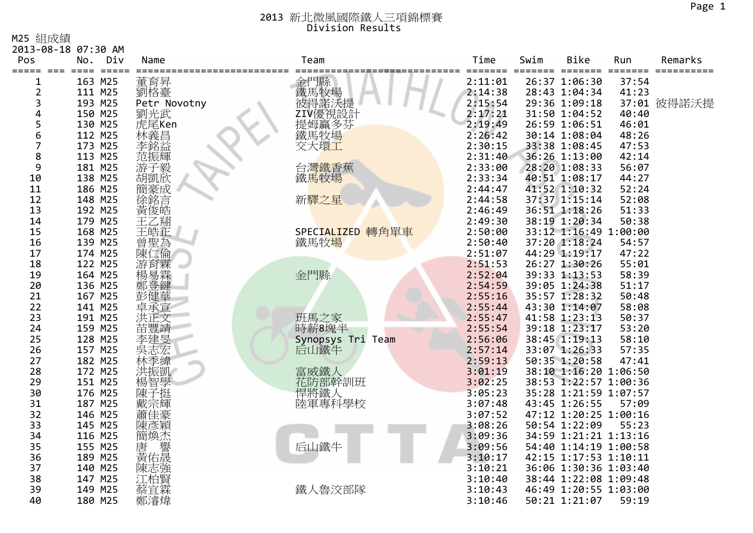# 2013 新北微風國際鐵人三項錦標賽
## Division Results

M25 組成績
2013-08-18 07:30 AM

| Pos | No. | Div | Name | Team | Time | Swim | Bike | Run | Remarks |
|---|---|---|---|---|---|---|---|---|---|
| 1 | 163 | M25 | 董育昇 | 金門縣 | 2:11:01 | 26:37 | 1:06:30 | 37:54 | |
| 2 | 111 | M25 | 劉格臺 | 鐵馬牧場 | 2:14:38 | 28:43 | 1:04:34 | 41:23 | |
| 3 | 193 | M25 | Petr Novotny | 彼得諾沃提 | 2:15:54 | 29:36 | 1:09:18 | 37:01 | 彼得諾沃提 |
| 4 | 150 | M25 | 劉光武 | ZIV優視設計 | 2:17:21 | 31:50 | 1:04:52 | 40:40 | |
| 5 | 130 | M25 | 虎尾Ken | 提姆贏多芬 | 2:19:49 | 26:59 | 1:06:51 | 46:01 | |
| 6 | 112 | M25 | 林義昌 | 鐵馬牧場 | 2:26:42 | 30:14 | 1:08:04 | 48:26 | |
| 7 | 173 | M25 | 李銘益 | 交大環工 | 2:30:15 | 33:38 | 1:08:45 | 47:53 | |
| 8 | 113 | M25 | 范振輝 | | 2:31:40 | 36:26 | 1:13:00 | 42:14 | |
| 9 | 181 | M25 | 游子毅 | 台灣鐵香蕉 | 2:33:00 | 28:20 | 1:08:33 | 56:07 | |
| 10 | 138 | M25 | 胡凱欣 | 鐵馬牧場 | 2:33:34 | 40:51 | 1:08:17 | 44:27 | |
| 11 | 186 | M25 | 簡豪成 | | 2:44:47 | 41:52 | 1:10:32 | 52:24 | |
| 12 | 148 | M25 | 徐銘言 | 新驛之星 | 2:44:58 | 37:37 | 1:15:14 | 52:08 | |
| 13 | 192 | M25 | 黃俊皓 | | 2:46:49 | 36:51 | 1:18:26 | 51:33 | |
| 14 | 179 | M25 | 王乙翔 | | 2:49:30 | 38:19 | 1:20:34 | 50:38 | |
| 15 | 168 | M25 | 王皓正 | SPECIALIZED 轉角單車 | 2:50:00 | 33:12 | 1:16:49 | 1:00:00 | |
| 16 | 139 | M25 | 曾聖為 | 鐵馬牧場 | 2:50:40 | 37:20 | 1:18:24 | 54:57 | |
| 17 | 174 | M25 | 陳仁倫 | | 2:51:07 | 44:29 | 1:19:17 | 47:22 | |
| 18 | 122 | M25 | 游育霖 | | 2:51:53 | 26:27 | 1:30:26 | 55:01 | |
| 19 | 164 | M25 | 楊易霖 | 金門縣 | 2:52:04 | 39:33 | 1:13:53 | 58:39 | |
| 20 | 136 | M25 | 鄭登鍵 | | 2:54:59 | 39:05 | 1:24:38 | 51:17 | |
| 21 | 167 | M25 | 彭健華 | | 2:55:16 | 35:57 | 1:28:32 | 50:48 | |
| 22 | 141 | M25 | 卓承宣 | | 2:55:44 | 43:30 | 1:14:07 | 58:08 | |
| 23 | 191 | M25 | 洪正文 | 班馬之家 | 2:55:47 | 41:58 | 1:23:13 | 50:37 | |
| 24 | 159 | M25 | 苗豐靖 | 時薪8塊半 | 2:55:54 | 39:18 | 1:23:17 | 53:20 | |
| 25 | 128 | M25 | 李建旻 | Synopsys Tri Team | 2:56:06 | 38:45 | 1:19:13 | 58:10 | |
| 26 | 157 | M25 | 吳志宏 | 后山鐵牛 | 2:57:14 | 33:07 | 1:26:33 | 57:35 | |
| 27 | 182 | M25 | 林季緯 | | 2:59:13 | 50:35 | 1:20:58 | 47:41 | |
| 28 | 172 | M25 | 洪振凱 | 富威鐵人 | 3:01:19 | 38:10 | 1:16:20 | 1:06:50 | |
| 29 | 151 | M25 | 楊智學 | 花防部幹訓班 | 3:02:25 | 38:53 | 1:22:57 | 1:00:36 | |
| 30 | 176 | M25 | 陳子挺 | 悍將鐵人 | 3:05:23 | 35:28 | 1:21:59 | 1:07:57 | |
| 31 | 187 | M25 | 戴宗輝 | 陸軍專科學校 | 3:07:48 | 43:45 | 1:26:55 | 57:09 | |
| 32 | 146 | M25 | 蕭佳豪 | | 3:07:52 | 47:12 | 1:20:25 | 1:00:16 | |
| 33 | 145 | M25 | 陳彥穎 | | 3:08:26 | 50:54 | 1:22:09 | 55:23 | |
| 34 | 116 | M25 | 簡煥杰 | | 3:09:36 | 34:59 | 1:21:21 | 1:13:16 | |
| 35 | 155 | M25 | 唐　譽 | 后山鐵牛 | 3:09:56 | 54:40 | 1:14:19 | 1:00:58 | |
| 36 | 189 | M25 | 黃佑晟 | | 3:10:17 | 42:15 | 1:17:53 | 1:10:11 | |
| 37 | 140 | M25 | 陳志強 | | 3:10:21 | 36:06 | 1:30:36 | 1:03:40 | |
| 38 | 147 | M25 | 江柏賢 | | 3:10:40 | 38:44 | 1:22:08 | 1:09:48 | |
| 39 | 149 | M25 | 蔡宜霖 | 鐵人魯洨部隊 | 3:10:43 | 46:49 | 1:20:55 | 1:03:00 | |
| 40 | 180 | M25 | 鄭濬煒 | | 3:10:46 | 50:21 | 1:21:07 | 59:19 | |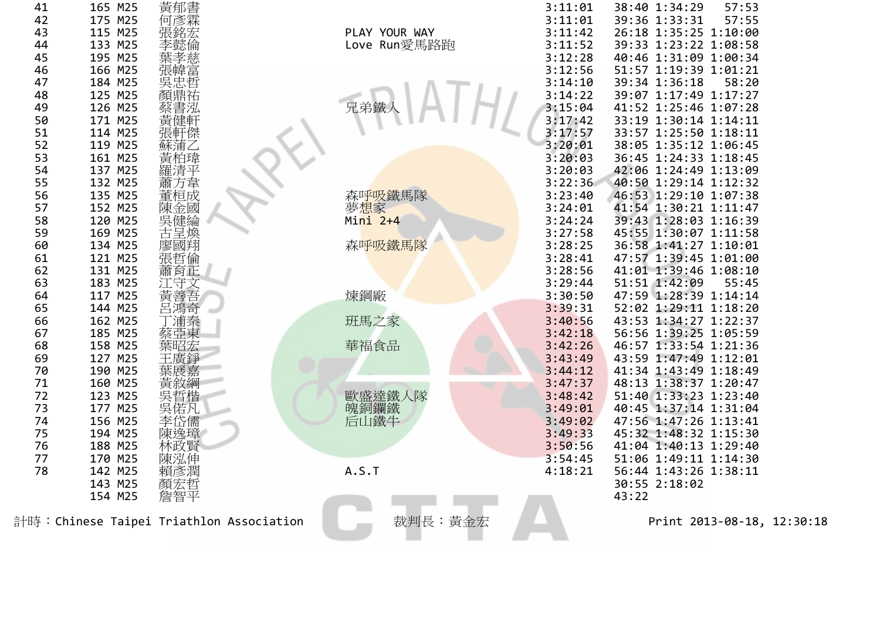| | | | | | | | | |
|---|---|---|---|---|---|---|---|---|
| 41 | 165 | M25 | 黃郁書 | | 3:11:01 | 38:40 | 1:34:29 | 57:53 |
| 42 | 175 | M25 | 何彥霖 | | 3:11:01 | 39:36 | 1:33:31 | 57:55 |
| 43 | 115 | M25 | 張銘宏 | PLAY YOUR WAY | 3:11:42 | 26:18 | 1:35:25 | 1:10:00 |
| 44 | 133 | M25 | 李懿倫 | Love Run愛馬路跑 | 3:11:52 | 39:33 | 1:23:22 | 1:08:58 |
| 45 | 195 | M25 | 葉孝慈 | | 3:12:28 | 40:46 | 1:31:09 | 1:00:34 |
| 46 | 166 | M25 | 張幃富 | | 3:12:56 | 51:57 | 1:19:39 | 1:01:21 |
| 47 | 184 | M25 | 吳忠哲 | | 3:14:10 | 39:34 | 1:36:18 | 58:20 |
| 48 | 125 | M25 | 顏鼎祐 | | 3:14:22 | 39:07 | 1:17:49 | 1:17:27 |
| 49 | 126 | M25 | 蔡書泓 | 兄弟鐵人 | 3:15:04 | 41:52 | 1:25:46 | 1:07:28 |
| 50 | 171 | M25 | 黃健軒 | | 3:17:42 | 33:19 | 1:30:14 | 1:14:11 |
| 51 | 114 | M25 | 張軒傑 | | 3:17:57 | 33:57 | 1:25:50 | 1:18:11 |
| 52 | 119 | M25 | 蘇蒲乙 | | 3:20:01 | 38:05 | 1:35:12 | 1:06:45 |
| 53 | 161 | M25 | 黃柏瑋 | | 3:20:03 | 36:45 | 1:24:33 | 1:18:45 |
| 54 | 137 | M25 | 羅清平 | | 3:20:03 | 42:06 | 1:24:49 | 1:13:09 |
| 55 | 132 | M25 | 蕭方韋 | | 3:22:36 | 40:50 | 1:29:14 | 1:12:32 |
| 56 | 135 | M25 | 董桓成 | 森呼吸鐵馬隊 | 3:23:40 | 46:53 | 1:29:10 | 1:07:38 |
| 57 | 152 | M25 | 陳金國 | 夢想家 | 3:24:01 | 41:54 | 1:30:21 | 1:11:47 |
| 58 | 120 | M25 | 吳健綸 | Mini 2+4 | 3:24:24 | 39:43 | 1:28:03 | 1:16:39 |
| 59 | 169 | M25 | 古呈煥 | | 3:27:58 | 45:55 | 1:30:07 | 1:11:58 |
| 60 | 134 | M25 | 廖國翔 | 森呼吸鐵馬隊 | 3:28:25 | 36:58 | 1:41:27 | 1:10:01 |
| 61 | 121 | M25 | 張哲倫 | | 3:28:41 | 47:57 | 1:39:45 | 1:01:00 |
| 62 | 131 | M25 | 蕭育正 | | 3:28:56 | 41:01 | 1:39:46 | 1:08:10 |
| 63 | 183 | M25 | 江守文 | | 3:29:44 | 51:51 | 1:42:09 | 55:45 |
| 64 | 117 | M25 | 黃善吾 | 煉鋼廠 | 3:30:50 | 47:59 | 1:28:39 | 1:14:14 |
| 65 | 144 | M25 | 呂鴻奇 | | 3:39:31 | 52:02 | 1:29:11 | 1:18:20 |
| 66 | 162 | M25 | 丁浦秦 | 班馬之家 | 3:40:56 | 43:53 | 1:34:27 | 1:22:37 |
| 67 | 185 | M25 | 蔡亞東 | | 3:42:18 | 56:56 | 1:39:25 | 1:05:59 |
| 68 | 158 | M25 | 葉昭宏 | 華福食品 | 3:42:26 | 46:57 | 1:33:54 | 1:21:36 |
| 69 | 127 | M25 | 王廣錚 | | 3:43:49 | 43:59 | 1:47:49 | 1:12:01 |
| 70 | 190 | M25 | 葉展嘉 | | 3:44:12 | 41:34 | 1:43:49 | 1:18:49 |
| 71 | 160 | M25 | 黃敘綱 | | 3:47:37 | 48:13 | 1:38:37 | 1:20:47 |
| 72 | 123 | M25 | 吳哲楷 | 歐盛達鐵人隊 | 3:48:42 | 51:40 | 1:33:23 | 1:23:40 |
| 73 | 177 | M25 | 吳偌凡 | 魄銅鑭鐵 | 3:49:01 | 40:45 | 1:37:14 | 1:31:04 |
| 74 | 156 | M25 | 李岱儒 | 后山鐵牛 | 3:49:02 | 47:56 | 1:47:26 | 1:13:41 |
| 75 | 194 | M25 | 陳逸璋 | | 3:49:33 | 45:32 | 1:48:32 | 1:15:30 |
| 76 | 188 | M25 | 林政賢 | | 3:50:56 | 41:04 | 1:40:13 | 1:29:40 |
| 77 | 170 | M25 | 陳泓伸 | | 3:54:45 | 51:06 | 1:49:11 | 1:14:30 |
| 78 | 142 | M25 | 賴彥潤 | A.S.T | 4:18:21 | 56:44 | 1:43:26 | 1:38:11 |
| | 143 | M25 | 顏宏哲 | | | 30:55 | 2:18:02 | |
| | 154 | M25 | 詹智平 | | | 43:22 | | |

計時：Chinese Taipei Triathlon Association　　裁判長：黃金宏　　Print 2013-08-18, 12:30:18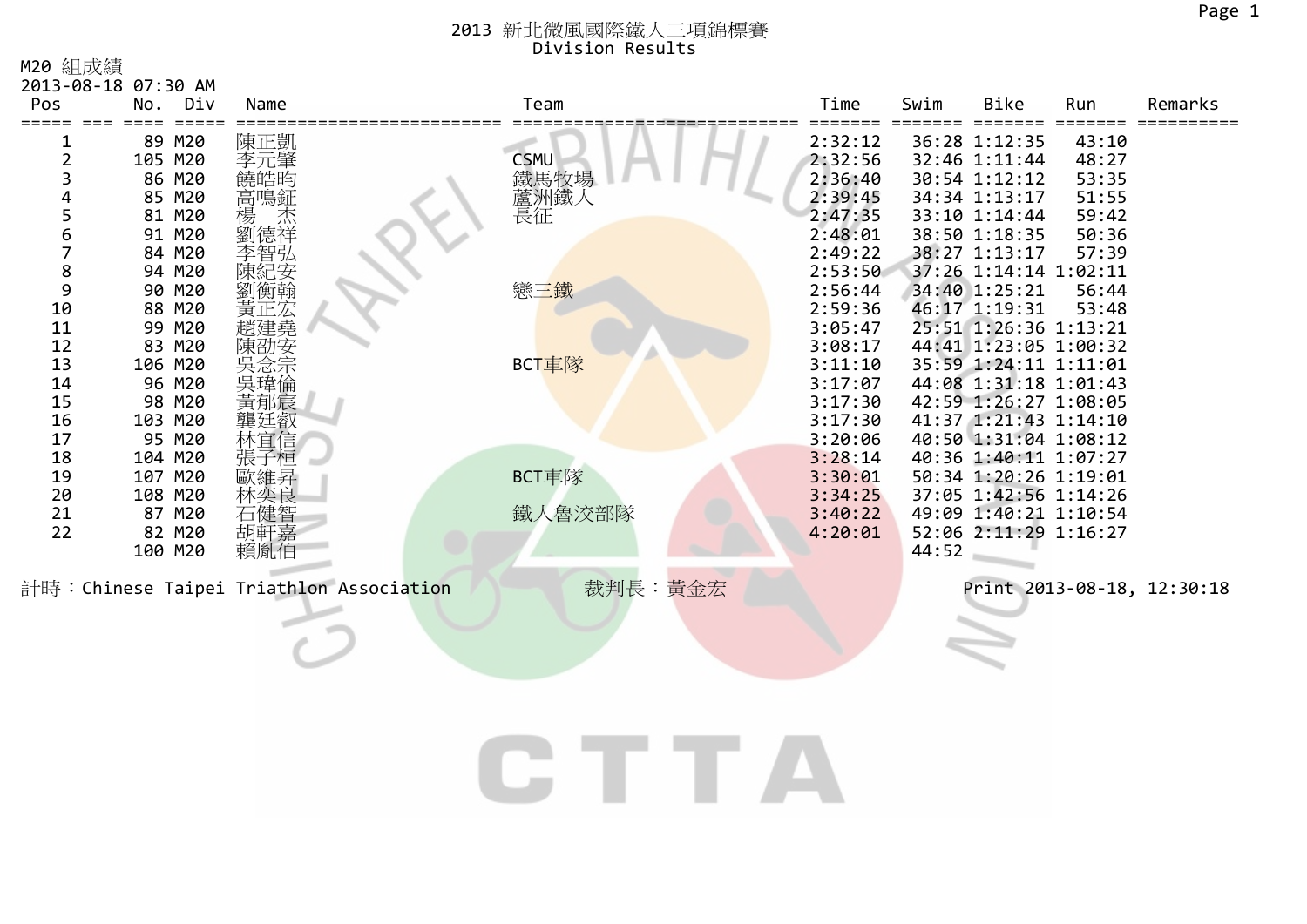# 2013 新北微風國際鐵人三項錦標賽
## Division Results

M20 組成績
2013-08-18 07:30 AM

| Pos | No. | Div | Name | Team | Time | Swim | Bike | Run | Remarks |
|---|---|---|---|---|---|---|---|---|---|
| 1 | 89 | M20 | 陳正凱 | | 2:32:12 | 36:28 | 1:12:35 | 43:10 | |
| 2 | 105 | M20 | 李元肇 | CSMU | 2:32:56 | 32:46 | 1:11:44 | 48:27 | |
| 3 | 86 | M20 | 饒皓昀 | 鐵馬牧場 | 2:36:40 | 30:54 | 1:12:12 | 53:35 | |
| 4 | 85 | M20 | 高鳴鉦 | 蘆洲鐵人 | 2:39:45 | 34:34 | 1:13:17 | 51:55 | |
| 5 | 81 | M20 | 楊　杰 | 長征 | 2:47:35 | 33:10 | 1:14:44 | 59:42 | |
| 6 | 91 | M20 | 劉德祥 | | 2:48:01 | 38:50 | 1:18:35 | 50:36 | |
| 7 | 84 | M20 | 李智弘 | | 2:49:22 | 38:27 | 1:13:17 | 57:39 | |
| 8 | 94 | M20 | 陳紀安 | | 2:53:50 | 37:26 | 1:14:14 | 1:02:11 | |
| 9 | 90 | M20 | 劉衡翰 | 戀三鐵 | 2:56:44 | 34:40 | 1:25:21 | 56:44 | |
| 10 | 88 | M20 | 黃正宏 | | 2:59:36 | 46:17 | 1:19:31 | 53:48 | |
| 11 | 99 | M20 | 趙建堯 | | 3:05:47 | 25:51 | 1:26:36 | 1:13:21 | |
| 12 | 83 | M20 | 陳劭安 | | 3:08:17 | 44:41 | 1:23:05 | 1:00:32 | |
| 13 | 106 | M20 | 吳念宗 | BCT車隊 | 3:11:10 | 35:59 | 1:24:11 | 1:11:01 | |
| 14 | 96 | M20 | 吳瑋倫 | | 3:17:07 | 44:08 | 1:31:18 | 1:01:43 | |
| 15 | 98 | M20 | 黃郁宸 | | 3:17:30 | 42:59 | 1:26:27 | 1:08:05 | |
| 16 | 103 | M20 | 龔廷叡 | | 3:17:30 | 41:37 | 1:21:43 | 1:14:10 | |
| 17 | 95 | M20 | 林宜信 | | 3:20:06 | 40:50 | 1:31:04 | 1:08:12 | |
| 18 | 104 | M20 | 張子桓 | | 3:28:14 | 40:36 | 1:40:11 | 1:07:27 | |
| 19 | 107 | M20 | 歐維昇 | BCT車隊 | 3:30:01 | 50:34 | 1:20:26 | 1:19:01 | |
| 20 | 108 | M20 | 林奕良 | | 3:34:25 | 37:05 | 1:42:56 | 1:14:26 | |
| 21 | 87 | M20 | 石健智 | 鐵人魯汶部隊 | 3:40:22 | 49:09 | 1:40:21 | 1:10:54 | |
| 22 | 82 | M20 | 胡軒嘉 | | 4:20:01 | 52:06 | 2:11:29 | 1:16:27 | |
| | 100 | M20 | 賴胤伯 | | | 44:52 | | | |

計時：Chinese Taipei Triathlon Association　　裁判長：黃金宏　　Print 2013-08-18, 12:30:18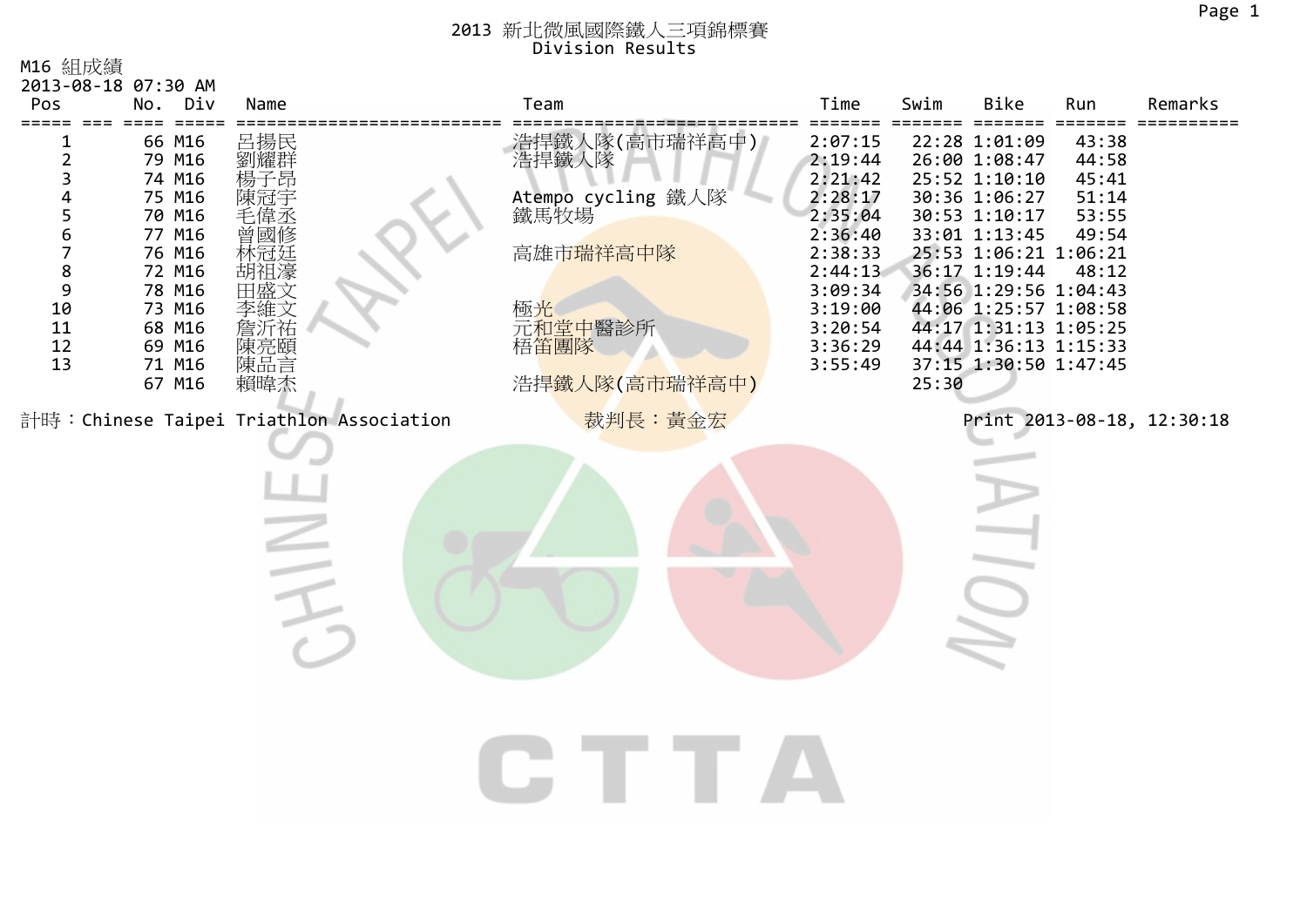# 2013 新北微風國際鐵人三項錦標賽
## Division Results

M16 組成績

2013-08-18 07:30 AM

| Pos | No. | Div | Name | Team | Time | Swim | Bike | Run | Remarks |
|---|---|---|---|---|---|---|---|---|---|
| 1 | 66 | M16 | 呂揚民 | 浩捍鐵人隊(高市瑞祥高中) | 2:07:15 | 22:28 | 1:01:09 | 43:38 | |
| 2 | 79 | M16 | 劉耀群 | 浩捍鐵人隊 | 2:19:44 | 26:00 | 1:08:47 | 44:58 | |
| 3 | 74 | M16 | 楊子昂 | | 2:21:42 | 25:52 | 1:10:10 | 45:41 | |
| 4 | 75 | M16 | 陳冠宇 | Atempo cycling 鐵人隊 | 2:28:17 | 30:36 | 1:06:27 | 51:14 | |
| 5 | 70 | M16 | 毛偉丞 | 鐵馬牧場 | 2:35:04 | 30:53 | 1:10:17 | 53:55 | |
| 6 | 77 | M16 | 曾國修 | | 2:36:40 | 33:01 | 1:13:45 | 49:54 | |
| 7 | 76 | M16 | 林冠廷 | 高雄市瑞祥高中隊 | 2:38:33 | 25:53 | 1:06:21 | 1:06:21 | |
| 8 | 72 | M16 | 胡祖濠 | | 2:44:13 | 36:17 | 1:19:44 | 48:12 | |
| 9 | 78 | M16 | 田盛文 | | 3:09:34 | 34:56 | 1:29:56 | 1:04:43 | |
| 10 | 73 | M16 | 李維文 | 極光 | 3:19:00 | 44:06 | 1:25:57 | 1:08:58 | |
| 11 | 68 | M16 | 詹沂祐 | 元和堂中醫診所 | 3:20:54 | 44:17 | 1:31:13 | 1:05:25 | |
| 12 | 69 | M16 | 陳亮頤 | 梧笛團隊 | 3:36:29 | 44:44 | 1:36:13 | 1:15:33 | |
| 13 | 71 | M16 | 陳品言 | | 3:55:49 | 37:15 | 1:30:50 | 1:47:45 | |
| | 67 | M16 | 賴暐杰 | 浩捍鐵人隊(高市瑞祥高中) | | 25:30 | | | |

計時：Chinese Taipei Triathlon Association　　裁判長：黃金宏　　Print 2013-08-18, 12:30:18